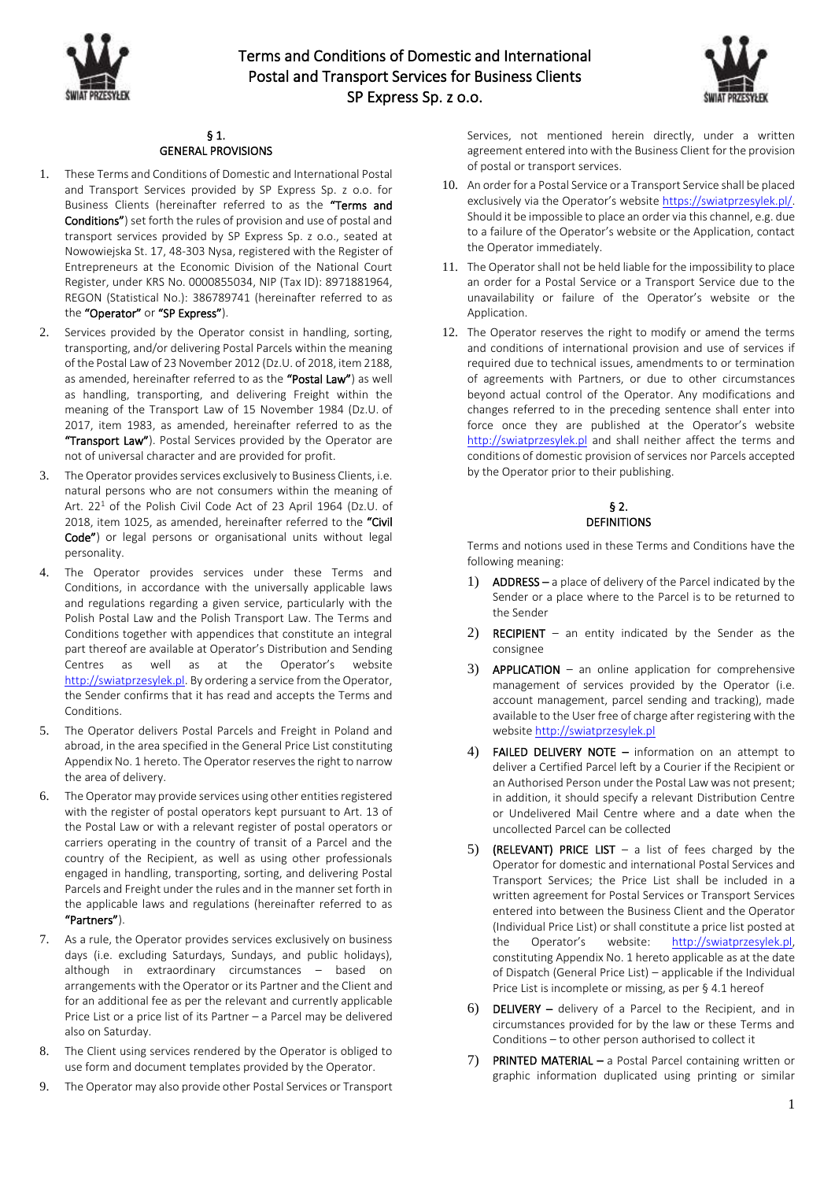# Terms and Conditions of Domestic and International Postal and Transport Services for Business Clients SP Express Sp. z o.o.

## § 1. GENERAL PROVISIONS

1. These Terms and Conditions of Domestic and International Postal and Transport Services provided by SP Express Sp. z o.o. for Business Clients (hereinafter referred to as the **"Terms and Conditions"**) set forth the rules of provision and use of postal and transport services provided by SP Express Sp. z o.o., seated at Nowowiejska St. 17, 48-303 Nysa, registered with the Register of Entrepreneurs at the Economic Division of the National Court Register, under KRS No. 0000855034, NIP (Tax ID): 8971881964, REGON (Statistical No.): 386789741 (hereinafter referred to as the **"Operator"** or **"SP Express"**).
2. Services provided by the Operator consist in handling, sorting, transporting, and/or delivering Postal Parcels within the meaning of the Postal Law of 23 November 2012 (Dz.U. of 2018, item 2188, as amended, hereinafter referred to as the **"Postal Law"**) as well as handling, transporting, and delivering Freight within the meaning of the Transport Law of 15 November 1984 (Dz.U. of 2017, item 1983, as amended, hereinafter referred to as the **"Transport Law"**). Postal Services provided by the Operator are not of universal character and are provided for profit.
3. The Operator provides services exclusively to Business Clients, i.e. natural persons who are not consumers within the meaning of Art. 22[1] of the Polish Civil Code Act of 23 April 1964 (Dz.U. of 2018, item 1025, as amended, hereinafter referred to the **"Civil Code"**) or legal persons or organisational units without legal personality.
4. The Operator provides services under these Terms and Conditions, in accordance with the universally applicable laws and regulations regarding a given service, particularly with the Polish Postal Law and the Polish Transport Law. The Terms and Conditions together with appendices that constitute an integral part thereof are available at Operator's Distribution and Sending Centres as well as at the Operator's website http://swiatprzesylek.pl. By ordering a service from the Operator, the Sender confirms that it has read and accepts the Terms and Conditions.
5. The Operator delivers Postal Parcels and Freight in Poland and abroad, in the area specified in the General Price List constituting Appendix No. 1 hereto. The Operator reserves the right to narrow the area of delivery.
6. The Operator may provide services using other entities registered with the register of postal operators kept pursuant to Art. 13 of the Postal Law or with a relevant register of postal operators or carriers operating in the country of transit of a Parcel and the country of the Recipient, as well as using other professionals engaged in handling, transporting, sorting, and delivering Postal Parcels and Freight under the rules and in the manner set forth in the applicable laws and regulations (hereinafter referred to as **"Partners"**).
7. As a rule, the Operator provides services exclusively on business days (i.e. excluding Saturdays, Sundays, and public holidays), although in extraordinary circumstances – based on arrangements with the Operator or its Partner and the Client and for an additional fee as per the relevant and currently applicable Price List or a price list of its Partner – a Parcel may be delivered also on Saturday.
8. The Client using services rendered by the Operator is obliged to use form and document templates provided by the Operator.
9. The Operator may also provide other Postal Services or Transport Services, not mentioned herein directly, under a written agreement entered into with the Business Client for the provision of postal or transport services.
10. An order for a Postal Service or a Transport Service shall be placed exclusively via the Operator's website https://swiatprzesylek.pl/. Should it be impossible to place an order via this channel, e.g. due to a failure of the Operator's website or the Application, contact the Operator immediately.
11. The Operator shall not be held liable for the impossibility to place an order for a Postal Service or a Transport Service due to the unavailability or failure of the Operator's website or the Application.
12. The Operator reserves the right to modify or amend the terms and conditions of international provision and use of services if required due to technical issues, amendments to or termination of agreements with Partners, or due to other circumstances beyond actual control of the Operator. Any modifications and changes referred to in the preceding sentence shall enter into force once they are published at the Operator's website http://swiatprzesylek.pl and shall neither affect the terms and conditions of domestic provision of services nor Parcels accepted by the Operator prior to their publishing.

## § 2. DEFINITIONS

Terms and notions used in these Terms and Conditions have the following meaning:

1) **ADDRESS –** a place of delivery of the Parcel indicated by the Sender or a place where to the Parcel is to be returned to the Sender
2) **RECIPIENT** – an entity indicated by the Sender as the consignee
3) **APPLICATION** – an online application for comprehensive management of services provided by the Operator (i.e. account management, parcel sending and tracking), made available to the User free of charge after registering with the website http://swiatprzesylek.pl
4) **FAILED DELIVERY NOTE –** information on an attempt to deliver a Certified Parcel left by a Courier if the Recipient or an Authorised Person under the Postal Law was not present; in addition, it should specify a relevant Distribution Centre or Undelivered Mail Centre where and a date when the uncollected Parcel can be collected
5) **(RELEVANT) PRICE LIST** – a list of fees charged by the Operator for domestic and international Postal Services and Transport Services; the Price List shall be included in a written agreement for Postal Services or Transport Services entered into between the Business Client and the Operator (Individual Price List) or shall constitute a price list posted at the Operator's website: http://swiatprzesylek.pl, constituting Appendix No. 1 hereto applicable as at the date of Dispatch (General Price List) – applicable if the Individual Price List is incomplete or missing, as per § 4.1 hereof
6) **DELIVERY –** delivery of a Parcel to the Recipient, and in circumstances provided for by the law or these Terms and Conditions – to other person authorised to collect it
7) **PRINTED MATERIAL –** a Postal Parcel containing written or graphic information duplicated using printing or similar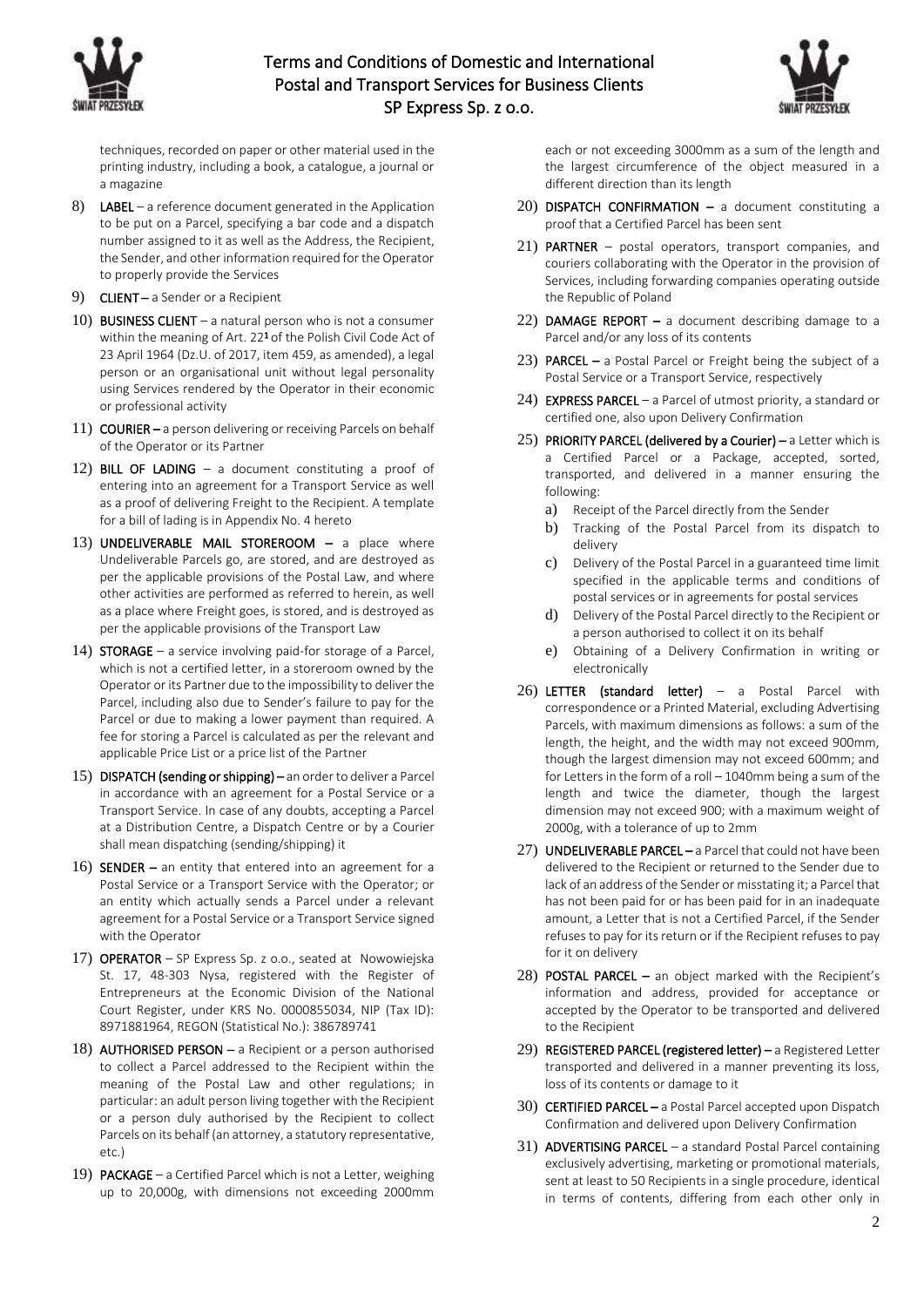techniques, recorded on paper or other material used in the printing industry, including a book, a catalogue, a journal or a magazine

8) **LABEL** – a reference document generated in the Application to be put on a Parcel, specifying a bar code and a dispatch number assigned to it as well as the Address, the Recipient, the Sender, and other information required for the Operator to properly provide the Services

9) **CLIENT** – a Sender or a Recipient

10) **BUSINESS CLIENT** – a natural person who is not a consumer within the meaning of Art. 22[1] of the Polish Civil Code Act of 23 April 1964 (Dz.U. of 2017, item 459, as amended), a legal person or an organisational unit without legal personality using Services rendered by the Operator in their economic or professional activity

11) **COURIER** – a person delivering or receiving Parcels on behalf of the Operator or its Partner

12) **BILL OF LADING** – a document constituting a proof of entering into an agreement for a Transport Service as well as a proof of delivering Freight to the Recipient. A template for a bill of lading is in Appendix No. 4 hereto

13) **UNDELIVERABLE MAIL STOREROOM** – a place where Undeliverable Parcels go, are stored, and are destroyed as per the applicable provisions of the Postal Law, and where other activities are performed as referred to herein, as well as a place where Freight goes, is stored, and is destroyed as per the applicable provisions of the Transport Law

14) **STORAGE** – a service involving paid-for storage of a Parcel, which is not a certified letter, in a storeroom owned by the Operator or its Partner due to the impossibility to deliver the Parcel, including also due to Sender's failure to pay for the Parcel or due to making a lower payment than required. A fee for storing a Parcel is calculated as per the relevant and applicable Price List or a price list of the Partner

15) **DISPATCH (sending or shipping)** – an order to deliver a Parcel in accordance with an agreement for a Postal Service or a Transport Service. In case of any doubts, accepting a Parcel at a Distribution Centre, a Dispatch Centre or by a Courier shall mean dispatching (sending/shipping) it

16) **SENDER** – an entity that entered into an agreement for a Postal Service or a Transport Service with the Operator; or an entity which actually sends a Parcel under a relevant agreement for a Postal Service or a Transport Service signed with the Operator

17) **OPERATOR** – SP Express Sp. z o.o., seated at Nowowiejska St. 17, 48-303 Nysa, registered with the Register of Entrepreneurs at the Economic Division of the National Court Register, under KRS No. 0000855034, NIP (Tax ID): 8971881964, REGON (Statistical No.): 386789741

18) **AUTHORISED PERSON** – a Recipient or a person authorised to collect a Parcel addressed to the Recipient within the meaning of the Postal Law and other regulations; in particular: an adult person living together with the Recipient or a person duly authorised by the Recipient to collect Parcels on its behalf (an attorney, a statutory representative, etc.)

19) **PACKAGE** – a Certified Parcel which is not a Letter, weighing up to 20,000g, with dimensions not exceeding 2000mm each or not exceeding 3000mm as a sum of the length and the largest circumference of the object measured in a different direction than its length

20) **DISPATCH CONFIRMATION** – a document constituting a proof that a Certified Parcel has been sent

21) **PARTNER** – postal operators, transport companies, and couriers collaborating with the Operator in the provision of Services, including forwarding companies operating outside the Republic of Poland

22) **DAMAGE REPORT** – a document describing damage to a Parcel and/or any loss of its contents

23) **PARCEL** – a Postal Parcel or Freight being the subject of a Postal Service or a Transport Service, respectively

24) **EXPRESS PARCEL** – a Parcel of utmost priority, a standard or certified one, also upon Delivery Confirmation

25) **PRIORITY PARCEL (delivered by a Courier)** – a Letter which is a Certified Parcel or a Package, accepted, sorted, transported, and delivered in a manner ensuring the following:
   a) Receipt of the Parcel directly from the Sender
   b) Tracking of the Postal Parcel from its dispatch to delivery
   c) Delivery of the Postal Parcel in a guaranteed time limit specified in the applicable terms and conditions of postal services or in agreements for postal services
   d) Delivery of the Postal Parcel directly to the Recipient or a person authorised to collect it on its behalf
   e) Obtaining of a Delivery Confirmation in writing or electronically

26) **LETTER (standard letter)** – a Postal Parcel with correspondence or a Printed Material, excluding Advertising Parcels, with maximum dimensions as follows: a sum of the length, the height, and the width may not exceed 900mm, though the largest dimension may not exceed 600mm; and for Letters in the form of a roll – 1040mm being a sum of the length and twice the diameter, though the largest dimension may not exceed 900; with a maximum weight of 2000g, with a tolerance of up to 2mm

27) **UNDELIVERABLE PARCEL** – a Parcel that could not have been delivered to the Recipient or returned to the Sender due to lack of an address of the Sender or misstating it; a Parcel that has not been paid for or has been paid for in an inadequate amount, a Letter that is not a Certified Parcel, if the Sender refuses to pay for its return or if the Recipient refuses to pay for it on delivery

28) **POSTAL PARCEL** – an object marked with the Recipient's information and address, provided for acceptance or accepted by the Operator to be transported and delivered to the Recipient

29) **REGISTERED PARCEL (registered letter)** – a Registered Letter transported and delivered in a manner preventing its loss, loss of its contents or damage to it

30) **CERTIFIED PARCEL** – a Postal Parcel accepted upon Dispatch Confirmation and delivered upon Delivery Confirmation

31) **ADVERTISING PARCEL** – a standard Postal Parcel containing exclusively advertising, marketing or promotional materials, sent at least to 50 Recipients in a single procedure, identical in terms of contents, differing from each other only in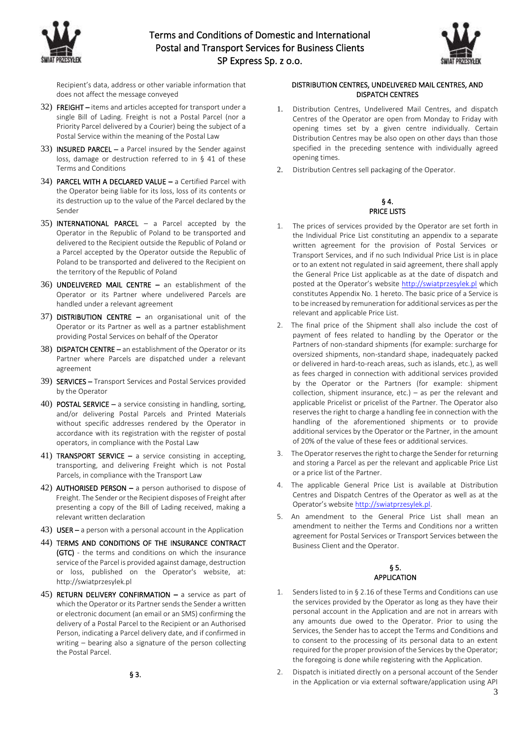Recipient's data, address or other variable information that does not affect the message conveyed

32) **FREIGHT** – items and articles accepted for transport under a single Bill of Lading. Freight is not a Postal Parcel (nor a Priority Parcel delivered by a Courier) being the subject of a Postal Service within the meaning of the Postal Law

33) **INSURED PARCEL** – a Parcel insured by the Sender against loss, damage or destruction referred to in § 41 of these Terms and Conditions

34) **PARCEL WITH A DECLARED VALUE** – a Certified Parcel with the Operator being liable for its loss, loss of its contents or its destruction up to the value of the Parcel declared by the Sender

35) **INTERNATIONAL PARCEL** – a Parcel accepted by the Operator in the Republic of Poland to be transported and delivered to the Recipient outside the Republic of Poland or a Parcel accepted by the Operator outside the Republic of Poland to be transported and delivered to the Recipient on the territory of the Republic of Poland

36) **UNDELIVERED MAIL CENTRE** – an establishment of the Operator or its Partner where undelivered Parcels are handled under a relevant agreement

37) **DISTRIBUTION CENTRE** – an organisational unit of the Operator or its Partner as well as a partner establishment providing Postal Services on behalf of the Operator

38) **DISPATCH CENTRE** – an establishment of the Operator or its Partner where Parcels are dispatched under a relevant agreement

39) **SERVICES** – Transport Services and Postal Services provided by the Operator

40) **POSTAL SERVICE** – a service consisting in handling, sorting, and/or delivering Postal Parcels and Printed Materials without specific addresses rendered by the Operator in accordance with its registration with the register of postal operators, in compliance with the Postal Law

41) **TRANSPORT SERVICE** – a service consisting in accepting, transporting, and delivering Freight which is not Postal Parcels, in compliance with the Transport Law

42) **AUTHORISED PERSON** – a person authorised to dispose of Freight. The Sender or the Recipient disposes of Freight after presenting a copy of the Bill of Lading received, making a relevant written declaration

43) **USER** – a person with a personal account in the Application

44) **TERMS AND CONDITIONS OF THE INSURANCE CONTRACT (GTC)** - the terms and conditions on which the insurance service of the Parcel is provided against damage, destruction or loss, published on the Operator's website, at: http://swiatprzesylek.pl

45) **RETURN DELIVERY CONFIRMATION** – a service as part of which the Operator or its Partner sends the Sender a written or electronic document (an email or an SMS) confirming the delivery of a Postal Parcel to the Recipient or an Authorised Person, indicating a Parcel delivery date, and if confirmed in writing – bearing also a signature of the person collecting the Postal Parcel.

## § 3.
## DISTRIBUTION CENTRES, UNDELIVERED MAIL CENTRES, AND DISPATCH CENTRES

1. Distribution Centres, Undelivered Mail Centres, and dispatch Centres of the Operator are open from Monday to Friday with opening times set by a given centre individually. Certain Distribution Centres may be also open on other days than those specified in the preceding sentence with individually agreed opening times.
2. Distribution Centres sell packaging of the Operator.

## § 4.
## PRICE LISTS

1. The prices of services provided by the Operator are set forth in the Individual Price List constituting an appendix to a separate written agreement for the provision of Postal Services or Transport Services, and if no such Individual Price List is in place or to an extent not regulated in said agreement, there shall apply the General Price List applicable as at the date of dispatch and posted at the Operator's website http://swiatprzesylek.pl which constitutes Appendix No. 1 hereto. The basic price of a Service is to be increased by remuneration for additional services as per the relevant and applicable Price List.
2. The final price of the Shipment shall also include the cost of payment of fees related to handling by the Operator or the Partners of non-standard shipments (for example: surcharge for oversized shipments, non-standard shape, inadequately packed or delivered in hard-to-reach areas, such as islands, etc.), as well as fees charged in connection with additional services provided by the Operator or the Partners (for example: shipment collection, shipment insurance, etc.) – as per the relevant and applicable Pricelist or pricelist of the Partner. The Operator also reserves the right to charge a handling fee in connection with the handling of the aforementioned shipments or to provide additional services by the Operator or the Partner, in the amount of 20% of the value of these fees or additional services.
3. The Operator reserves the right to charge the Sender for returning and storing a Parcel as per the relevant and applicable Price List or a price list of the Partner.
4. The applicable General Price List is available at Distribution Centres and Dispatch Centres of the Operator as well as at the Operator's website http://swiatprzesylek.pl.
5. An amendment to the General Price List shall mean an amendment to neither the Terms and Conditions nor a written agreement for Postal Services or Transport Services between the Business Client and the Operator.

## § 5.
## APPLICATION

1. Senders listed to in § 2.16 of these Terms and Conditions can use the services provided by the Operator as long as they have their personal account in the Application and are not in arrears with any amounts due owed to the Operator. Prior to using the Services, the Sender has to accept the Terms and Conditions and to consent to the processing of its personal data to an extent required for the proper provision of the Services by the Operator; the foregoing is done while registering with the Application.
2. Dispatch is initiated directly on a personal account of the Sender in the Application or via external software/application using API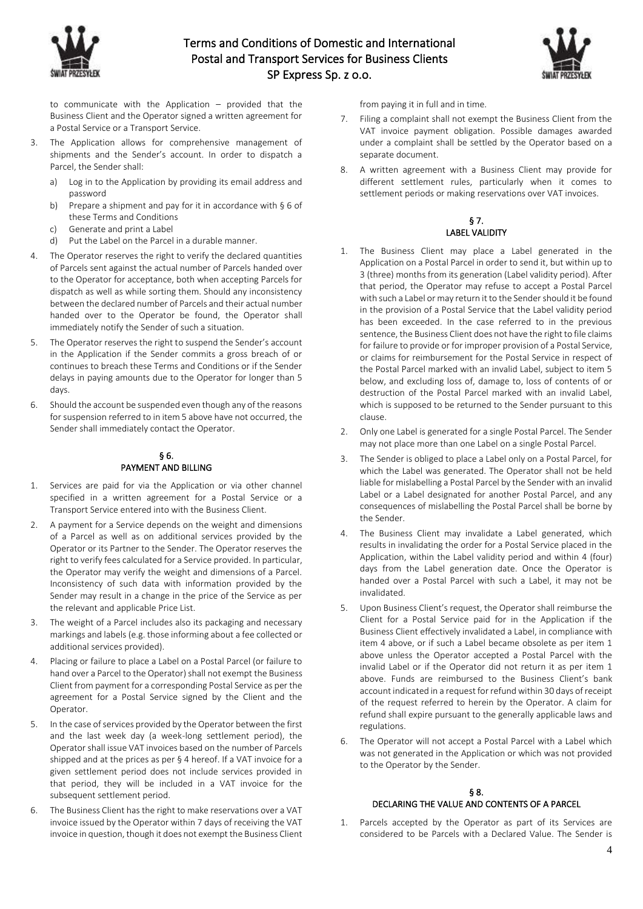to communicate with the Application – provided that the Business Client and the Operator signed a written agreement for a Postal Service or a Transport Service.

3. The Application allows for comprehensive management of shipments and the Sender's account. In order to dispatch a Parcel, the Sender shall:
   a) Log in to the Application by providing its email address and password
   b) Prepare a shipment and pay for it in accordance with § 6 of these Terms and Conditions
   c) Generate and print a Label
   d) Put the Label on the Parcel in a durable manner.
4. The Operator reserves the right to verify the declared quantities of Parcels sent against the actual number of Parcels handed over to the Operator for acceptance, both when accepting Parcels for dispatch as well as while sorting them. Should any inconsistency between the declared number of Parcels and their actual number handed over to the Operator be found, the Operator shall immediately notify the Sender of such a situation.
5. The Operator reserves the right to suspend the Sender's account in the Application if the Sender commits a gross breach of or continues to breach these Terms and Conditions or if the Sender delays in paying amounts due to the Operator for longer than 5 days.
6. Should the account be suspended even though any of the reasons for suspension referred to in item 5 above have not occurred, the Sender shall immediately contact the Operator.

## § 6.
## PAYMENT AND BILLING

1. Services are paid for via the Application or via other channel specified in a written agreement for a Postal Service or a Transport Service entered into with the Business Client.
2. A payment for a Service depends on the weight and dimensions of a Parcel as well as on additional services provided by the Operator or its Partner to the Sender. The Operator reserves the right to verify fees calculated for a Service provided. In particular, the Operator may verify the weight and dimensions of a Parcel. Inconsistency of such data with information provided by the Sender may result in a change in the price of the Service as per the relevant and applicable Price List.
3. The weight of a Parcel includes also its packaging and necessary markings and labels (e.g. those informing about a fee collected or additional services provided).
4. Placing or failure to place a Label on a Postal Parcel (or failure to hand over a Parcel to the Operator) shall not exempt the Business Client from payment for a corresponding Postal Service as per the agreement for a Postal Service signed by the Client and the Operator.
5. In the case of services provided by the Operator between the first and the last week day (a week-long settlement period), the Operator shall issue VAT invoices based on the number of Parcels shipped and at the prices as per § 4 hereof. If a VAT invoice for a given settlement period does not include services provided in that period, they will be included in a VAT invoice for the subsequent settlement period.
6. The Business Client has the right to make reservations over a VAT invoice issued by the Operator within 7 days of receiving the VAT invoice in question, though it does not exempt the Business Client from paying it in full and in time.
7. Filing a complaint shall not exempt the Business Client from the VAT invoice payment obligation. Possible damages awarded under a complaint shall be settled by the Operator based on a separate document.
8. A written agreement with a Business Client may provide for different settlement rules, particularly when it comes to settlement periods or making reservations over VAT invoices.

## § 7.
## LABEL VALIDITY

1. The Business Client may place a Label generated in the Application on a Postal Parcel in order to send it, but within up to 3 (three) months from its generation (Label validity period). After that period, the Operator may refuse to accept a Postal Parcel with such a Label or may return it to the Sender should it be found in the provision of a Postal Service that the Label validity period has been exceeded. In the case referred to in the previous sentence, the Business Client does not have the right to file claims for failure to provide or for improper provision of a Postal Service, or claims for reimbursement for the Postal Service in respect of the Postal Parcel marked with an invalid Label, subject to item 5 below, and excluding loss of, damage to, loss of contents of or destruction of the Postal Parcel marked with an invalid Label, which is supposed to be returned to the Sender pursuant to this clause.
2. Only one Label is generated for a single Postal Parcel. The Sender may not place more than one Label on a single Postal Parcel.
3. The Sender is obliged to place a Label only on a Postal Parcel, for which the Label was generated. The Operator shall not be held liable for mislabelling a Postal Parcel by the Sender with an invalid Label or a Label designated for another Postal Parcel, and any consequences of mislabelling the Postal Parcel shall be borne by the Sender.
4. The Business Client may invalidate a Label generated, which results in invalidating the order for a Postal Service placed in the Application, within the Label validity period and within 4 (four) days from the Label generation date. Once the Operator is handed over a Postal Parcel with such a Label, it may not be invalidated.
5. Upon Business Client's request, the Operator shall reimburse the Client for a Postal Service paid for in the Application if the Business Client effectively invalidated a Label, in compliance with item 4 above, or if such a Label became obsolete as per item 1 above unless the Operator accepted a Postal Parcel with the invalid Label or if the Operator did not return it as per item 1 above. Funds are reimbursed to the Business Client's bank account indicated in a request for refund within 30 days of receipt of the request referred to herein by the Operator. A claim for refund shall expire pursuant to the generally applicable laws and regulations.
6. The Operator will not accept a Postal Parcel with a Label which was not generated in the Application or which was not provided to the Operator by the Sender.

## § 8.
## DECLARING THE VALUE AND CONTENTS OF A PARCEL

1. Parcels accepted by the Operator as part of its Services are considered to be Parcels with a Declared Value. The Sender is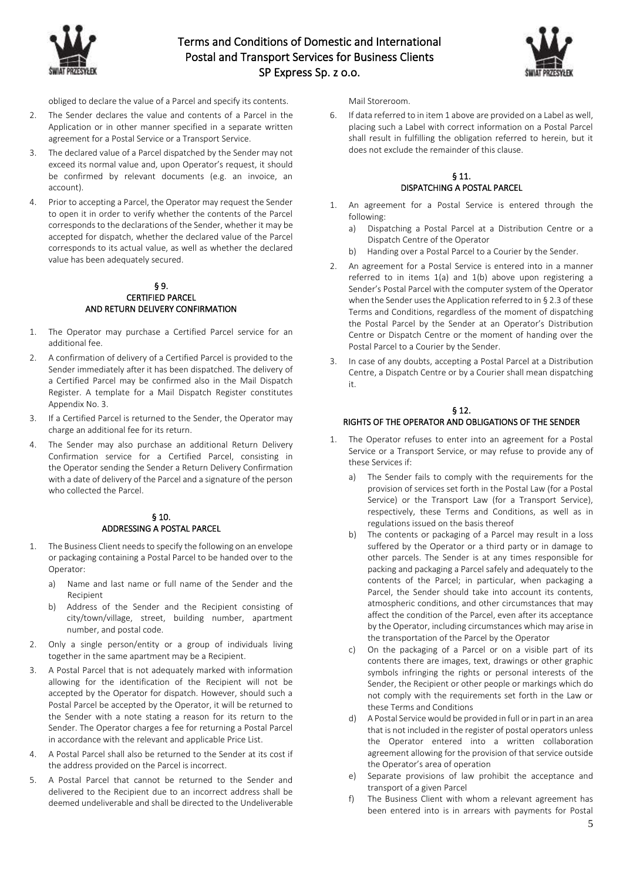obliged to declare the value of a Parcel and specify its contents.

2. The Sender declares the value and contents of a Parcel in the Application or in other manner specified in a separate written agreement for a Postal Service or a Transport Service.
3. The declared value of a Parcel dispatched by the Sender may not exceed its normal value and, upon Operator's request, it should be confirmed by relevant documents (e.g. an invoice, an account).
4. Prior to accepting a Parcel, the Operator may request the Sender to open it in order to verify whether the contents of the Parcel corresponds to the declarations of the Sender, whether it may be accepted for dispatch, whether the declared value of the Parcel corresponds to its actual value, as well as whether the declared value has been adequately secured.

## § 9. CERTIFIED PARCEL AND RETURN DELIVERY CONFIRMATION

1. The Operator may purchase a Certified Parcel service for an additional fee.
2. A confirmation of delivery of a Certified Parcel is provided to the Sender immediately after it has been dispatched. The delivery of a Certified Parcel may be confirmed also in the Mail Dispatch Register. A template for a Mail Dispatch Register constitutes Appendix No. 3.
3. If a Certified Parcel is returned to the Sender, the Operator may charge an additional fee for its return.
4. The Sender may also purchase an additional Return Delivery Confirmation service for a Certified Parcel, consisting in the Operator sending the Sender a Return Delivery Confirmation with a date of delivery of the Parcel and a signature of the person who collected the Parcel.

## § 10. ADDRESSING A POSTAL PARCEL

1. The Business Client needs to specify the following on an envelope or packaging containing a Postal Parcel to be handed over to the Operator:
   a) Name and last name or full name of the Sender and the Recipient
   b) Address of the Sender and the Recipient consisting of city/town/village, street, building number, apartment number, and postal code.
2. Only a single person/entity or a group of individuals living together in the same apartment may be a Recipient.
3. A Postal Parcel that is not adequately marked with information allowing for the identification of the Recipient will not be accepted by the Operator for dispatch. However, should such a Postal Parcel be accepted by the Operator, it will be returned to the Sender with a note stating a reason for its return to the Sender. The Operator charges a fee for returning a Postal Parcel in accordance with the relevant and applicable Price List.
4. A Postal Parcel shall also be returned to the Sender at its cost if the address provided on the Parcel is incorrect.
5. A Postal Parcel that cannot be returned to the Sender and delivered to the Recipient due to an incorrect address shall be deemed undeliverable and shall be directed to the Undeliverable Mail Storeroom.
6. If data referred to in item 1 above are provided on a Label as well, placing such a Label with correct information on a Postal Parcel shall result in fulfilling the obligation referred to herein, but it does not exclude the remainder of this clause.

## § 11. DISPATCHING A POSTAL PARCEL

1. An agreement for a Postal Service is entered through the following:
   a) Dispatching a Postal Parcel at a Distribution Centre or a Dispatch Centre of the Operator
   b) Handing over a Postal Parcel to a Courier by the Sender.
2. An agreement for a Postal Service is entered into in a manner referred to in items 1(a) and 1(b) above upon registering a Sender's Postal Parcel with the computer system of the Operator when the Sender uses the Application referred to in § 2.3 of these Terms and Conditions, regardless of the moment of dispatching the Postal Parcel by the Sender at an Operator's Distribution Centre or Dispatch Centre or the moment of handing over the Postal Parcel to a Courier by the Sender.
3. In case of any doubts, accepting a Postal Parcel at a Distribution Centre, a Dispatch Centre or by a Courier shall mean dispatching it.

## § 12. RIGHTS OF THE OPERATOR AND OBLIGATIONS OF THE SENDER

1. The Operator refuses to enter into an agreement for a Postal Service or a Transport Service, or may refuse to provide any of these Services if:
   a) The Sender fails to comply with the requirements for the provision of services set forth in the Postal Law (for a Postal Service) or the Transport Law (for a Transport Service), respectively, these Terms and Conditions, as well as in regulations issued on the basis thereof
   b) The contents or packaging of a Parcel may result in a loss suffered by the Operator or a third party or in damage to other parcels. The Sender is at any times responsible for packing and packaging a Parcel safely and adequately to the contents of the Parcel; in particular, when packaging a Parcel, the Sender should take into account its contents, atmospheric conditions, and other circumstances that may affect the condition of the Parcel, even after its acceptance by the Operator, including circumstances which may arise in the transportation of the Parcel by the Operator
   c) On the packaging of a Parcel or on a visible part of its contents there are images, text, drawings or other graphic symbols infringing the rights or personal interests of the Sender, the Recipient or other people or markings which do not comply with the requirements set forth in the Law or these Terms and Conditions
   d) A Postal Service would be provided in full or in part in an area that is not included in the register of postal operators unless the Operator entered into a written collaboration agreement allowing for the provision of that service outside the Operator's area of operation
   e) Separate provisions of law prohibit the acceptance and transport of a given Parcel
   f) The Business Client with whom a relevant agreement has been entered into is in arrears with payments for Postal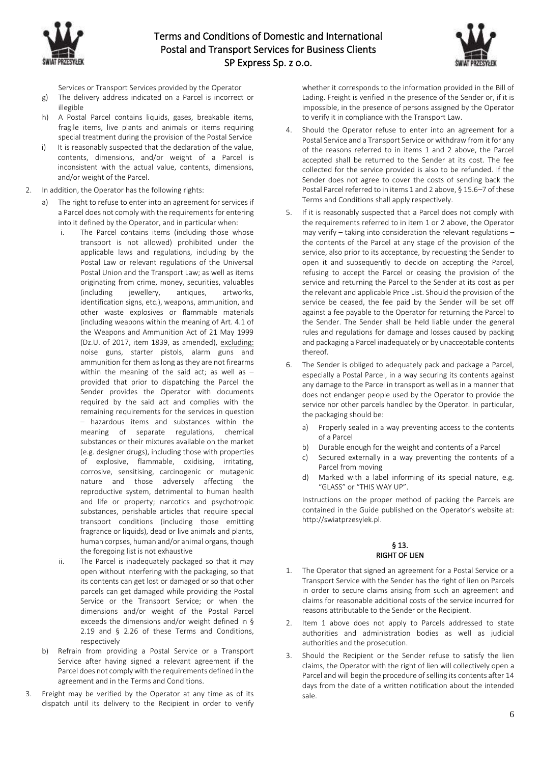Services or Transport Services provided by the Operator

g) The delivery address indicated on a Parcel is incorrect or illegible
h) A Postal Parcel contains liquids, gases, breakable items, fragile items, live plants and animals or items requiring special treatment during the provision of the Postal Service
i) It is reasonably suspected that the declaration of the value, contents, dimensions, and/or weight of a Parcel is inconsistent with the actual value, contents, dimensions, and/or weight of the Parcel.

2. In addition, the Operator has the following rights:
   a) The right to refuse to enter into an agreement for services if a Parcel does not comply with the requirements for entering into it defined by the Operator, and in particular when:
      i. The Parcel contains items (including those whose transport is not allowed) prohibited under the applicable laws and regulations, including by the Postal Law or relevant regulations of the Universal Postal Union and the Transport Law; as well as items originating from crime, money, securities, valuables (including jewellery, antiques, artworks, identification signs, etc.), weapons, ammunition, and other waste explosives or flammable materials (including weapons within the meaning of Art. 4.1 of the Weapons and Ammunition Act of 21 May 1999 (Dz.U. of 2017, item 1839, as amended), excluding: noise guns, starter pistols, alarm guns and ammunition for them as long as they are not firearms within the meaning of the said act; as well as – provided that prior to dispatching the Parcel the Sender provides the Operator with documents required by the said act and complies with the remaining requirements for the services in question – hazardous items and substances within the meaning of separate regulations, chemical substances or their mixtures available on the market (e.g. designer drugs), including those with properties of explosive, flammable, oxidising, irritating, corrosive, sensitising, carcinogenic or mutagenic nature and those adversely affecting the reproductive system, detrimental to human health and life or property; narcotics and psychotropic substances, perishable articles that require special transport conditions (including those emitting fragrance or liquids), dead or live animals and plants, human corpses, human and/or animal organs, though the foregoing list is not exhaustive
      ii. The Parcel is inadequately packaged so that it may open without interfering with the packaging, so that its contents can get lost or damaged or so that other parcels can get damaged while providing the Postal Service or the Transport Service; or when the dimensions and/or weight of the Postal Parcel exceeds the dimensions and/or weight defined in § 2.19 and § 2.26 of these Terms and Conditions, respectively
   b) Refrain from providing a Postal Service or a Transport Service after having signed a relevant agreement if the Parcel does not comply with the requirements defined in the agreement and in the Terms and Conditions.
3. Freight may be verified by the Operator at any time as of its dispatch until its delivery to the Recipient in order to verify whether it corresponds to the information provided in the Bill of Lading. Freight is verified in the presence of the Sender or, if it is impossible, in the presence of persons assigned by the Operator to verify it in compliance with the Transport Law.
4. Should the Operator refuse to enter into an agreement for a Postal Service and a Transport Service or withdraw from it for any of the reasons referred to in items 1 and 2 above, the Parcel accepted shall be returned to the Sender at its cost. The fee collected for the service provided is also to be refunded. If the Sender does not agree to cover the costs of sending back the Postal Parcel referred to in items 1 and 2 above, § 15.6–7 of these Terms and Conditions shall apply respectively.
5. If it is reasonably suspected that a Parcel does not comply with the requirements referred to in item 1 or 2 above, the Operator may verify – taking into consideration the relevant regulations – the contents of the Parcel at any stage of the provision of the service, also prior to its acceptance, by requesting the Sender to open it and subsequently to decide on accepting the Parcel, refusing to accept the Parcel or ceasing the provision of the service and returning the Parcel to the Sender at its cost as per the relevant and applicable Price List. Should the provision of the service be ceased, the fee paid by the Sender will be set off against a fee payable to the Operator for returning the Parcel to the Sender. The Sender shall be held liable under the general rules and regulations for damage and losses caused by packing and packaging a Parcel inadequately or by unacceptable contents thereof.
6. The Sender is obliged to adequately pack and package a Parcel, especially a Postal Parcel, in a way securing its contents against any damage to the Parcel in transport as well as in a manner that does not endanger people used by the Operator to provide the service nor other parcels handled by the Operator. In particular, the packaging should be:
   a) Properly sealed in a way preventing access to the contents of a Parcel
   b) Durable enough for the weight and contents of a Parcel
   c) Secured externally in a way preventing the contents of a Parcel from moving
   d) Marked with a label informing of its special nature, e.g. "GLASS" or "THIS WAY UP".

   Instructions on the proper method of packing the Parcels are contained in the Guide published on the Operator's website at: http://swiatprzesylek.pl.

## § 13.
## RIGHT OF LIEN

1. The Operator that signed an agreement for a Postal Service or a Transport Service with the Sender has the right of lien on Parcels in order to secure claims arising from such an agreement and claims for reasonable additional costs of the service incurred for reasons attributable to the Sender or the Recipient.
2. Item 1 above does not apply to Parcels addressed to state authorities and administration bodies as well as judicial authorities and the prosecution.
3. Should the Recipient or the Sender refuse to satisfy the lien claims, the Operator with the right of lien will collectively open a Parcel and will begin the procedure of selling its contents after 14 days from the date of a written notification about the intended sale.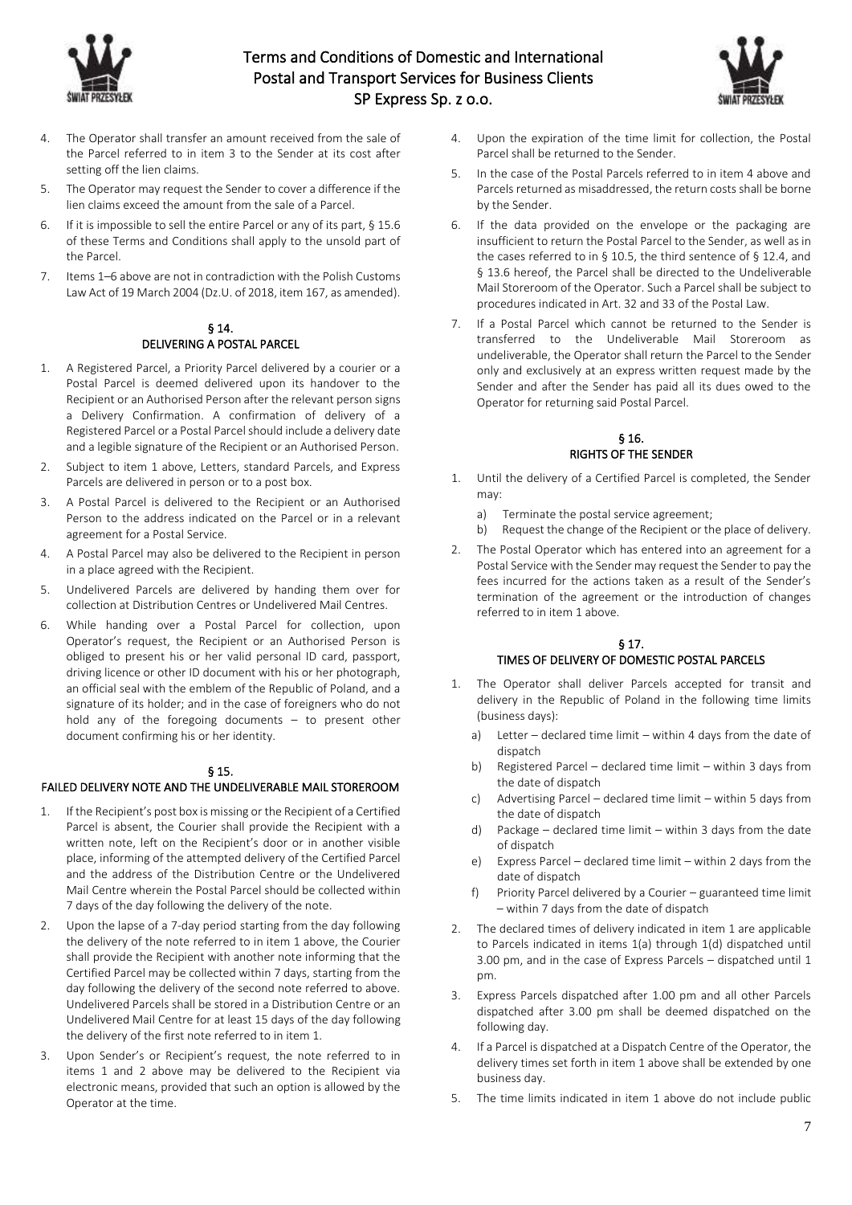4. The Operator shall transfer an amount received from the sale of the Parcel referred to in item 3 to the Sender at its cost after setting off the lien claims.
5. The Operator may request the Sender to cover a difference if the lien claims exceed the amount from the sale of a Parcel.
6. If it is impossible to sell the entire Parcel or any of its part, § 15.6 of these Terms and Conditions shall apply to the unsold part of the Parcel.
7. Items 1–6 above are not in contradiction with the Polish Customs Law Act of 19 March 2004 (Dz.U. of 2018, item 167, as amended).

## § 14.
## DELIVERING A POSTAL PARCEL

1. A Registered Parcel, a Priority Parcel delivered by a courier or a Postal Parcel is deemed delivered upon its handover to the Recipient or an Authorised Person after the relevant person signs a Delivery Confirmation. A confirmation of delivery of a Registered Parcel or a Postal Parcel should include a delivery date and a legible signature of the Recipient or an Authorised Person.
2. Subject to item 1 above, Letters, standard Parcels, and Express Parcels are delivered in person or to a post box.
3. A Postal Parcel is delivered to the Recipient or an Authorised Person to the address indicated on the Parcel or in a relevant agreement for a Postal Service.
4. A Postal Parcel may also be delivered to the Recipient in person in a place agreed with the Recipient.
5. Undelivered Parcels are delivered by handing them over for collection at Distribution Centres or Undelivered Mail Centres.
6. While handing over a Postal Parcel for collection, upon Operator's request, the Recipient or an Authorised Person is obliged to present his or her valid personal ID card, passport, driving licence or other ID document with his or her photograph, an official seal with the emblem of the Republic of Poland, and a signature of its holder; and in the case of foreigners who do not hold any of the foregoing documents – to present other document confirming his or her identity.

## § 15.
## FAILED DELIVERY NOTE AND THE UNDELIVERABLE MAIL STOREROOM

1. If the Recipient's post box is missing or the Recipient of a Certified Parcel is absent, the Courier shall provide the Recipient with a written note, left on the Recipient's door or in another visible place, informing of the attempted delivery of the Certified Parcel and the address of the Distribution Centre or the Undelivered Mail Centre wherein the Postal Parcel should be collected within 7 days of the day following the delivery of the note.
2. Upon the lapse of a 7-day period starting from the day following the delivery of the note referred to in item 1 above, the Courier shall provide the Recipient with another note informing that the Certified Parcel may be collected within 7 days, starting from the day following the delivery of the second note referred to above. Undelivered Parcels shall be stored in a Distribution Centre or an Undelivered Mail Centre for at least 15 days of the day following the delivery of the first note referred to in item 1.
3. Upon Sender's or Recipient's request, the note referred to in items 1 and 2 above may be delivered to the Recipient via electronic means, provided that such an option is allowed by the Operator at the time.
4. Upon the expiration of the time limit for collection, the Postal Parcel shall be returned to the Sender.
5. In the case of the Postal Parcels referred to in item 4 above and Parcels returned as misaddressed, the return costs shall be borne by the Sender.
6. If the data provided on the envelope or the packaging are insufficient to return the Postal Parcel to the Sender, as well as in the cases referred to in § 10.5, the third sentence of § 12.4, and § 13.6 hereof, the Parcel shall be directed to the Undeliverable Mail Storeroom of the Operator. Such a Parcel shall be subject to procedures indicated in Art. 32 and 33 of the Postal Law.
7. If a Postal Parcel which cannot be returned to the Sender is transferred to the Undeliverable Mail Storeroom as undeliverable, the Operator shall return the Parcel to the Sender only and exclusively at an express written request made by the Sender and after the Sender has paid all its dues owed to the Operator for returning said Postal Parcel.

## § 16.
## RIGHTS OF THE SENDER

1. Until the delivery of a Certified Parcel is completed, the Sender may:
   a) Terminate the postal service agreement;
   b) Request the change of the Recipient or the place of delivery.
2. The Postal Operator which has entered into an agreement for a Postal Service with the Sender may request the Sender to pay the fees incurred for the actions taken as a result of the Sender's termination of the agreement or the introduction of changes referred to in item 1 above.

## § 17.
## TIMES OF DELIVERY OF DOMESTIC POSTAL PARCELS

1. The Operator shall deliver Parcels accepted for transit and delivery in the Republic of Poland in the following time limits (business days):
   a) Letter – declared time limit – within 4 days from the date of dispatch
   b) Registered Parcel – declared time limit – within 3 days from the date of dispatch
   c) Advertising Parcel – declared time limit – within 5 days from the date of dispatch
   d) Package – declared time limit – within 3 days from the date of dispatch
   e) Express Parcel – declared time limit – within 2 days from the date of dispatch
   f) Priority Parcel delivered by a Courier – guaranteed time limit – within 7 days from the date of dispatch
2. The declared times of delivery indicated in item 1 are applicable to Parcels indicated in items 1(a) through 1(d) dispatched until 3.00 pm, and in the case of Express Parcels – dispatched until 1 pm.
3. Express Parcels dispatched after 1.00 pm and all other Parcels dispatched after 3.00 pm shall be deemed dispatched on the following day.
4. If a Parcel is dispatched at a Dispatch Centre of the Operator, the delivery times set forth in item 1 above shall be extended by one business day.
5. The time limits indicated in item 1 above do not include public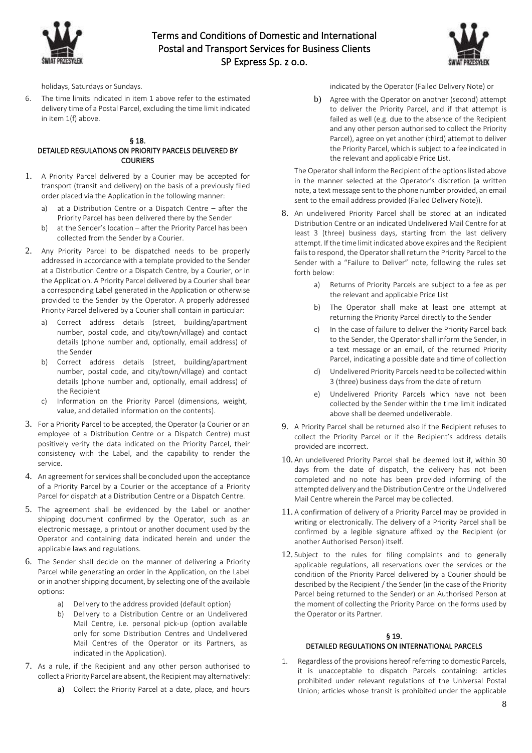holidays, Saturdays or Sundays.

6. The time limits indicated in item 1 above refer to the estimated delivery time of a Postal Parcel, excluding the time limit indicated in item 1(f) above.

## § 18.
## DETAILED REGULATIONS ON PRIORITY PARCELS DELIVERED BY COURIERS

1. A Priority Parcel delivered by a Courier may be accepted for transport (transit and delivery) on the basis of a previously filed order placed via the Application in the following manner:
   a) at a Distribution Centre or a Dispatch Centre – after the Priority Parcel has been delivered there by the Sender
   b) at the Sender's location – after the Priority Parcel has been collected from the Sender by a Courier.
2. Any Priority Parcel to be dispatched needs to be properly addressed in accordance with a template provided to the Sender at a Distribution Centre or a Dispatch Centre, by a Courier, or in the Application. A Priority Parcel delivered by a Courier shall bear a corresponding Label generated in the Application or otherwise provided to the Sender by the Operator. A properly addressed Priority Parcel delivered by a Courier shall contain in particular:
   a) Correct address details (street, building/apartment number, postal code, and city/town/village) and contact details (phone number and, optionally, email address) of the Sender
   b) Correct address details (street, building/apartment number, postal code, and city/town/village) and contact details (phone number and, optionally, email address) of the Recipient
   c) Information on the Priority Parcel (dimensions, weight, value, and detailed information on the contents).
3. For a Priority Parcel to be accepted, the Operator (a Courier or an employee of a Distribution Centre or a Dispatch Centre) must positively verify the data indicated on the Priority Parcel, their consistency with the Label, and the capability to render the service.
4. An agreement for services shall be concluded upon the acceptance of a Priority Parcel by a Courier or the acceptance of a Priority Parcel for dispatch at a Distribution Centre or a Dispatch Centre.
5. The agreement shall be evidenced by the Label or another shipping document confirmed by the Operator, such as an electronic message, a printout or another document used by the Operator and containing data indicated herein and under the applicable laws and regulations.
6. The Sender shall decide on the manner of delivering a Priority Parcel while generating an order in the Application, on the Label or in another shipping document, by selecting one of the available options:
   a) Delivery to the address provided (default option)
   b) Delivery to a Distribution Centre or an Undelivered Mail Centre, i.e. personal pick-up (option available only for some Distribution Centres and Undelivered Mail Centres of the Operator or its Partners, as indicated in the Application).
7. As a rule, if the Recipient and any other person authorised to collect a Priority Parcel are absent, the Recipient may alternatively:
   a) Collect the Priority Parcel at a date, place, and hours indicated by the Operator (Failed Delivery Note) or
   b) Agree with the Operator on another (second) attempt to deliver the Priority Parcel, and if that attempt is failed as well (e.g. due to the absence of the Recipient and any other person authorised to collect the Priority Parcel), agree on yet another (third) attempt to deliver the Priority Parcel, which is subject to a fee indicated in the relevant and applicable Price List.

   The Operator shall inform the Recipient of the options listed above in the manner selected at the Operator's discretion (a written note, a text message sent to the phone number provided, an email sent to the email address provided (Failed Delivery Note)).
8. An undelivered Priority Parcel shall be stored at an indicated Distribution Centre or an indicated Undelivered Mail Centre for at least 3 (three) business days, starting from the last delivery attempt. If the time limit indicated above expires and the Recipient fails to respond, the Operator shall return the Priority Parcel to the Sender with a "Failure to Deliver" note, following the rules set forth below:
   a) Returns of Priority Parcels are subject to a fee as per the relevant and applicable Price List
   b) The Operator shall make at least one attempt at returning the Priority Parcel directly to the Sender
   c) In the case of failure to deliver the Priority Parcel back to the Sender, the Operator shall inform the Sender, in a text message or an email, of the returned Priority Parcel, indicating a possible date and time of collection
   d) Undelivered Priority Parcels need to be collected within 3 (three) business days from the date of return
   e) Undelivered Priority Parcels which have not been collected by the Sender within the time limit indicated above shall be deemed undeliverable.
9. A Priority Parcel shall be returned also if the Recipient refuses to collect the Priority Parcel or if the Recipient's address details provided are incorrect.
10. An undelivered Priority Parcel shall be deemed lost if, within 30 days from the date of dispatch, the delivery has not been completed and no note has been provided informing of the attempted delivery and the Distribution Centre or the Undelivered Mail Centre wherein the Parcel may be collected.
11. A confirmation of delivery of a Priority Parcel may be provided in writing or electronically. The delivery of a Priority Parcel shall be confirmed by a legible signature affixed by the Recipient (or another Authorised Person) itself.
12. Subject to the rules for filing complaints and to generally applicable regulations, all reservations over the services or the condition of the Priority Parcel delivered by a Courier should be described by the Recipient / the Sender (in the case of the Priority Parcel being returned to the Sender) or an Authorised Person at the moment of collecting the Priority Parcel on the forms used by the Operator or its Partner.

## § 19.
## DETAILED REGULATIONS ON INTERNATIONAL PARCELS

1. Regardless of the provisions hereof referring to domestic Parcels, it is unacceptable to dispatch Parcels containing: articles prohibited under relevant regulations of the Universal Postal Union; articles whose transit is prohibited under the applicable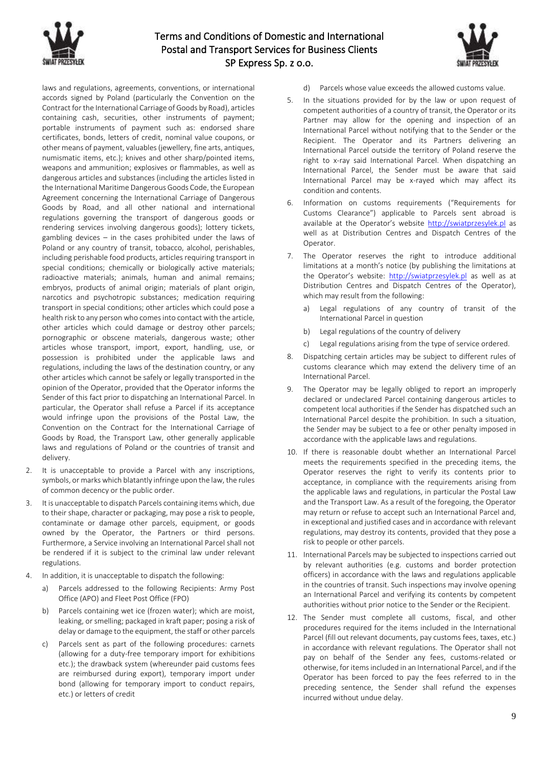laws and regulations, agreements, conventions, or international accords signed by Poland (particularly the Convention on the Contract for the International Carriage of Goods by Road), articles containing cash, securities, other instruments of payment; portable instruments of payment such as: endorsed share certificates, bonds, letters of credit, nominal value coupons, or other means of payment, valuables (jewellery, fine arts, antiques, numismatic items, etc.); knives and other sharp/pointed items, weapons and ammunition; explosives or flammables, as well as dangerous articles and substances (including the articles listed in the International Maritime Dangerous Goods Code, the European Agreement concerning the International Carriage of Dangerous Goods by Road, and all other national and international regulations governing the transport of dangerous goods or rendering services involving dangerous goods); lottery tickets, gambling devices – in the cases prohibited under the laws of Poland or any country of transit, tobacco, alcohol, perishables, including perishable food products, articles requiring transport in special conditions; chemically or biologically active materials; radioactive materials; animals, human and animal remains; embryos, products of animal origin; materials of plant origin, narcotics and psychotropic substances; medication requiring transport in special conditions; other articles which could pose a health risk to any person who comes into contact with the article, other articles which could damage or destroy other parcels; pornographic or obscene materials, dangerous waste; other articles whose transport, import, export, handling, use, or possession is prohibited under the applicable laws and regulations, including the laws of the destination country, or any other articles which cannot be safely or legally transported in the opinion of the Operator, provided that the Operator informs the Sender of this fact prior to dispatching an International Parcel. In particular, the Operator shall refuse a Parcel if its acceptance would infringe upon the provisions of the Postal Law, the Convention on the Contract for the International Carriage of Goods by Road, the Transport Law, other generally applicable laws and regulations of Poland or the countries of transit and delivery.

2. It is unacceptable to provide a Parcel with any inscriptions, symbols, or marks which blatantly infringe upon the law, the rules of common decency or the public order.
3. It is unacceptable to dispatch Parcels containing items which, due to their shape, character or packaging, may pose a risk to people, contaminate or damage other parcels, equipment, or goods owned by the Operator, the Partners or third persons. Furthermore, a Service involving an International Parcel shall not be rendered if it is subject to the criminal law under relevant regulations.
4. In addition, it is unacceptable to dispatch the following:
   a) Parcels addressed to the following Recipients: Army Post Office (APO) and Fleet Post Office (FPO)
   b) Parcels containing wet ice (frozen water); which are moist, leaking, or smelling; packaged in kraft paper; posing a risk of delay or damage to the equipment, the staff or other parcels
   c) Parcels sent as part of the following procedures: carnets (allowing for a duty-free temporary import for exhibitions etc.); the drawback system (whereunder paid customs fees are reimbursed during export), temporary import under bond (allowing for temporary import to conduct repairs, etc.) or letters of credit
   d) Parcels whose value exceeds the allowed customs value.
5. In the situations provided for by the law or upon request of competent authorities of a country of transit, the Operator or its Partner may allow for the opening and inspection of an International Parcel without notifying that to the Sender or the Recipient. The Operator and its Partners delivering an International Parcel outside the territory of Poland reserve the right to x-ray said International Parcel. When dispatching an International Parcel, the Sender must be aware that said International Parcel may be x-rayed which may affect its condition and contents.
6. Information on customs requirements ("Requirements for Customs Clearance") applicable to Parcels sent abroad is available at the Operator's website http://swiatprzesylek.pl as well as at Distribution Centres and Dispatch Centres of the Operator.
7. The Operator reserves the right to introduce additional limitations at a month's notice (by publishing the limitations at the Operator's website: http://swiatprzesylek.pl as well as at Distribution Centres and Dispatch Centres of the Operator), which may result from the following:
   a) Legal regulations of any country of transit of the International Parcel in question
   b) Legal regulations of the country of delivery
   c) Legal regulations arising from the type of service ordered.
8. Dispatching certain articles may be subject to different rules of customs clearance which may extend the delivery time of an International Parcel.
9. The Operator may be legally obliged to report an improperly declared or undeclared Parcel containing dangerous articles to competent local authorities if the Sender has dispatched such an International Parcel despite the prohibition. In such a situation, the Sender may be subject to a fee or other penalty imposed in accordance with the applicable laws and regulations.
10. If there is reasonable doubt whether an International Parcel meets the requirements specified in the preceding items, the Operator reserves the right to verify its contents prior to acceptance, in compliance with the requirements arising from the applicable laws and regulations, in particular the Postal Law and the Transport Law. As a result of the foregoing, the Operator may return or refuse to accept such an International Parcel and, in exceptional and justified cases and in accordance with relevant regulations, may destroy its contents, provided that they pose a risk to people or other parcels.
11. International Parcels may be subjected to inspections carried out by relevant authorities (e.g. customs and border protection officers) in accordance with the laws and regulations applicable in the countries of transit. Such inspections may involve opening an International Parcel and verifying its contents by competent authorities without prior notice to the Sender or the Recipient.
12. The Sender must complete all customs, fiscal, and other procedures required for the items included in the International Parcel (fill out relevant documents, pay customs fees, taxes, etc.) in accordance with relevant regulations. The Operator shall not pay on behalf of the Sender any fees, customs-related or otherwise, for items included in an International Parcel, and if the Operator has been forced to pay the fees referred to in the preceding sentence, the Sender shall refund the expenses incurred without undue delay.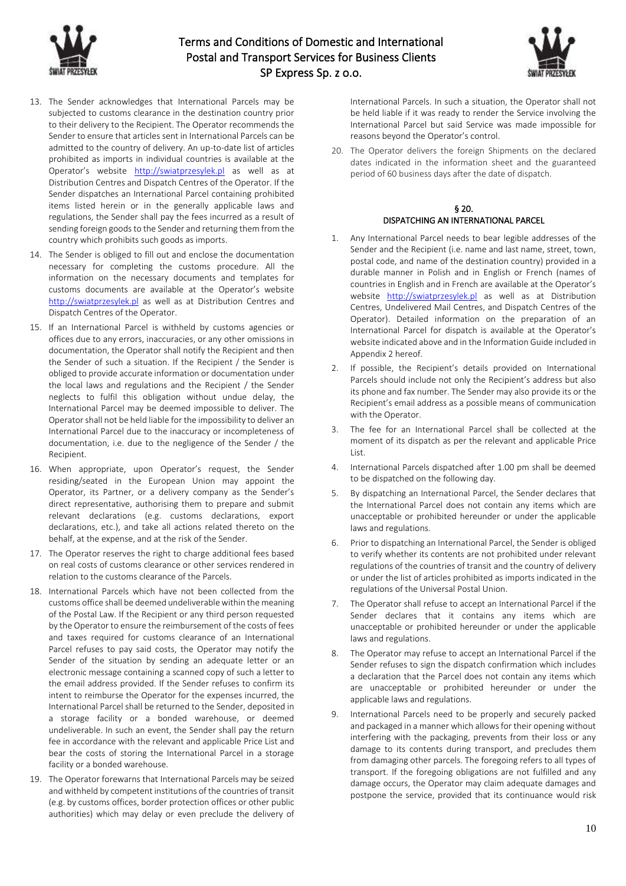13. The Sender acknowledges that International Parcels may be subjected to customs clearance in the destination country prior to their delivery to the Recipient. The Operator recommends the Sender to ensure that articles sent in International Parcels can be admitted to the country of delivery. An up-to-date list of articles prohibited as imports in individual countries is available at the Operator's website http://swiatprzesylek.pl as well as at Distribution Centres and Dispatch Centres of the Operator. If the Sender dispatches an International Parcel containing prohibited items listed herein or in the generally applicable laws and regulations, the Sender shall pay the fees incurred as a result of sending foreign goods to the Sender and returning them from the country which prohibits such goods as imports.
14. The Sender is obliged to fill out and enclose the documentation necessary for completing the customs procedure. All the information on the necessary documents and templates for customs documents are available at the Operator's website http://swiatprzesylek.pl as well as at Distribution Centres and Dispatch Centres of the Operator.
15. If an International Parcel is withheld by customs agencies or offices due to any errors, inaccuracies, or any other omissions in documentation, the Operator shall notify the Recipient and then the Sender of such a situation. If the Recipient / the Sender is obliged to provide accurate information or documentation under the local laws and regulations and the Recipient / the Sender neglects to fulfil this obligation without undue delay, the International Parcel may be deemed impossible to deliver. The Operator shall not be held liable for the impossibility to deliver an International Parcel due to the inaccuracy or incompleteness of documentation, i.e. due to the negligence of the Sender / the Recipient.
16. When appropriate, upon Operator's request, the Sender residing/seated in the European Union may appoint the Operator, its Partner, or a delivery company as the Sender's direct representative, authorising them to prepare and submit relevant declarations (e.g. customs declarations, export declarations, etc.), and take all actions related thereto on the behalf, at the expense, and at the risk of the Sender.
17. The Operator reserves the right to charge additional fees based on real costs of customs clearance or other services rendered in relation to the customs clearance of the Parcels.
18. International Parcels which have not been collected from the customs office shall be deemed undeliverable within the meaning of the Postal Law. If the Recipient or any third person requested by the Operator to ensure the reimbursement of the costs of fees and taxes required for customs clearance of an International Parcel refuses to pay said costs, the Operator may notify the Sender of the situation by sending an adequate letter or an electronic message containing a scanned copy of such a letter to the email address provided. If the Sender refuses to confirm its intent to reimburse the Operator for the expenses incurred, the International Parcel shall be returned to the Sender, deposited in a storage facility or a bonded warehouse, or deemed undeliverable. In such an event, the Sender shall pay the return fee in accordance with the relevant and applicable Price List and bear the costs of storing the International Parcel in a storage facility or a bonded warehouse.
19. The Operator forewarns that International Parcels may be seized and withheld by competent institutions of the countries of transit (e.g. by customs offices, border protection offices or other public authorities) which may delay or even preclude the delivery of International Parcels. In such a situation, the Operator shall not be held liable if it was ready to render the Service involving the International Parcel but said Service was made impossible for reasons beyond the Operator's control.
20. The Operator delivers the foreign Shipments on the declared dates indicated in the information sheet and the guaranteed period of 60 business days after the date of dispatch.

## § 20.
## DISPATCHING AN INTERNATIONAL PARCEL

1. Any International Parcel needs to bear legible addresses of the Sender and the Recipient (i.e. name and last name, street, town, postal code, and name of the destination country) provided in a durable manner in Polish and in English or French (names of countries in English and in French are available at the Operator's website http://swiatprzesylek.pl as well as at Distribution Centres, Undelivered Mail Centres, and Dispatch Centres of the Operator). Detailed information on the preparation of an International Parcel for dispatch is available at the Operator's website indicated above and in the Information Guide included in Appendix 2 hereof.
2. If possible, the Recipient's details provided on International Parcels should include not only the Recipient's address but also its phone and fax number. The Sender may also provide its or the Recipient's email address as a possible means of communication with the Operator.
3. The fee for an International Parcel shall be collected at the moment of its dispatch as per the relevant and applicable Price List.
4. International Parcels dispatched after 1.00 pm shall be deemed to be dispatched on the following day.
5. By dispatching an International Parcel, the Sender declares that the International Parcel does not contain any items which are unacceptable or prohibited hereunder or under the applicable laws and regulations.
6. Prior to dispatching an International Parcel, the Sender is obliged to verify whether its contents are not prohibited under relevant regulations of the countries of transit and the country of delivery or under the list of articles prohibited as imports indicated in the regulations of the Universal Postal Union.
7. The Operator shall refuse to accept an International Parcel if the Sender declares that it contains any items which are unacceptable or prohibited hereunder or under the applicable laws and regulations.
8. The Operator may refuse to accept an International Parcel if the Sender refuses to sign the dispatch confirmation which includes a declaration that the Parcel does not contain any items which are unacceptable or prohibited hereunder or under the applicable laws and regulations.
9. International Parcels need to be properly and securely packed and packaged in a manner which allows for their opening without interfering with the packaging, prevents from their loss or any damage to its contents during transport, and precludes them from damaging other parcels. The foregoing refers to all types of transport. If the foregoing obligations are not fulfilled and any damage occurs, the Operator may claim adequate damages and postpone the service, provided that its continuance would risk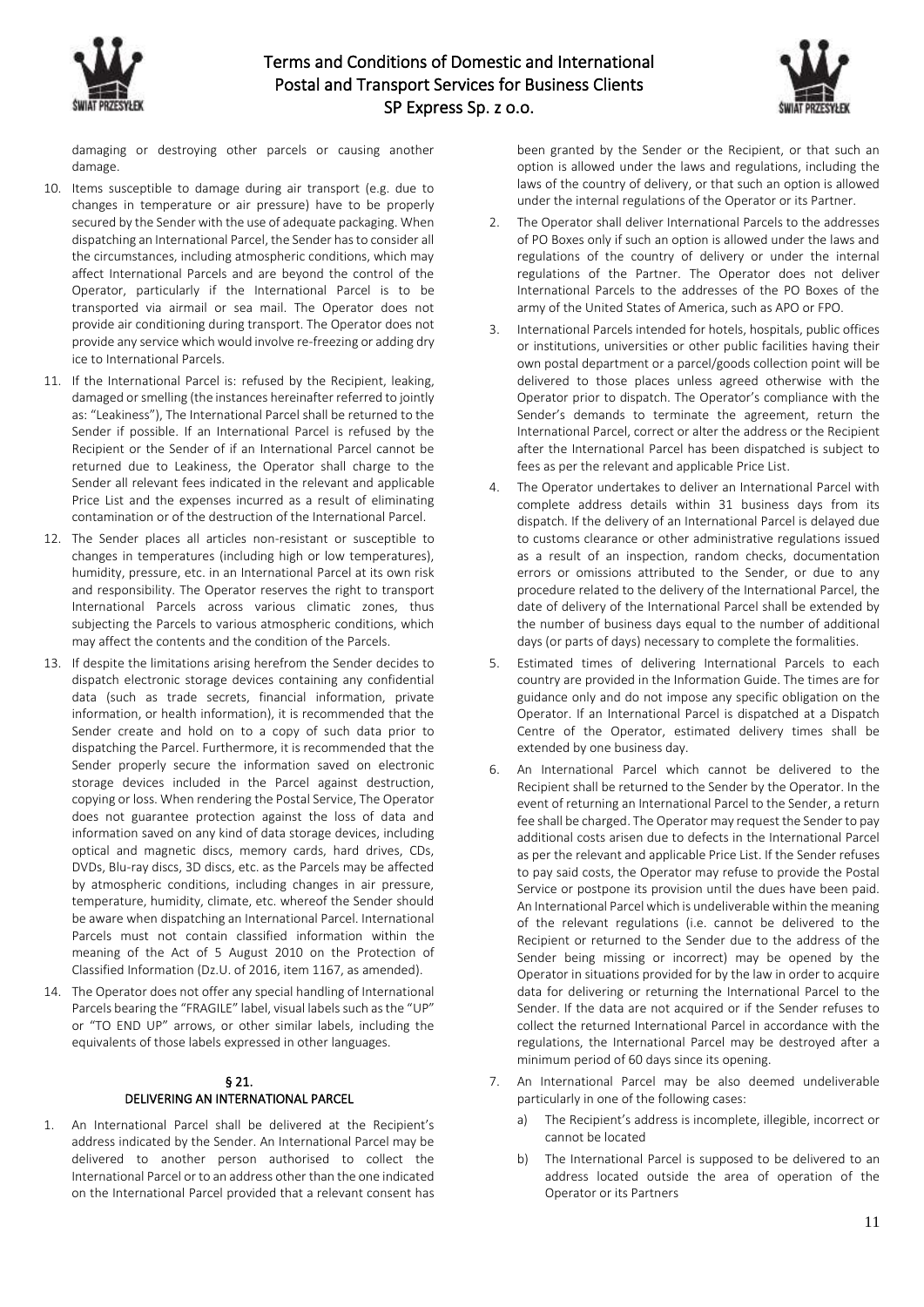damaging or destroying other parcels or causing another damage.

10. Items susceptible to damage during air transport (e.g. due to changes in temperature or air pressure) have to be properly secured by the Sender with the use of adequate packaging. When dispatching an International Parcel, the Sender has to consider all the circumstances, including atmospheric conditions, which may affect International Parcels and are beyond the control of the Operator, particularly if the International Parcel is to be transported via airmail or sea mail. The Operator does not provide air conditioning during transport. The Operator does not provide any service which would involve re-freezing or adding dry ice to International Parcels.
11. If the International Parcel is: refused by the Recipient, leaking, damaged or smelling (the instances hereinafter referred to jointly as: "Leakiness"), The International Parcel shall be returned to the Sender if possible. If an International Parcel is refused by the Recipient or the Sender of if an International Parcel cannot be returned due to Leakiness, the Operator shall charge to the Sender all relevant fees indicated in the relevant and applicable Price List and the expenses incurred as a result of eliminating contamination or of the destruction of the International Parcel.
12. The Sender places all articles non-resistant or susceptible to changes in temperatures (including high or low temperatures), humidity, pressure, etc. in an International Parcel at its own risk and responsibility. The Operator reserves the right to transport International Parcels across various climatic zones, thus subjecting the Parcels to various atmospheric conditions, which may affect the contents and the condition of the Parcels.
13. If despite the limitations arising herefrom the Sender decides to dispatch electronic storage devices containing any confidential data (such as trade secrets, financial information, private information, or health information), it is recommended that the Sender create and hold on to a copy of such data prior to dispatching the Parcel. Furthermore, it is recommended that the Sender properly secure the information saved on electronic storage devices included in the Parcel against destruction, copying or loss. When rendering the Postal Service, The Operator does not guarantee protection against the loss of data and information saved on any kind of data storage devices, including optical and magnetic discs, memory cards, hard drives, CDs, DVDs, Blu-ray discs, 3D discs, etc. as the Parcels may be affected by atmospheric conditions, including changes in air pressure, temperature, humidity, climate, etc. whereof the Sender should be aware when dispatching an International Parcel. International Parcels must not contain classified information within the meaning of the Act of 5 August 2010 on the Protection of Classified Information (Dz.U. of 2016, item 1167, as amended).
14. The Operator does not offer any special handling of International Parcels bearing the "FRAGILE" label, visual labels such as the "UP" or "TO END UP" arrows, or other similar labels, including the equivalents of those labels expressed in other languages.

## § 21.
## DELIVERING AN INTERNATIONAL PARCEL

1. An International Parcel shall be delivered at the Recipient's address indicated by the Sender. An International Parcel may be delivered to another person authorised to collect the International Parcel or to an address other than the one indicated on the International Parcel provided that a relevant consent has been granted by the Sender or the Recipient, or that such an option is allowed under the laws and regulations, including the laws of the country of delivery, or that such an option is allowed under the internal regulations of the Operator or its Partner.
2. The Operator shall deliver International Parcels to the addresses of PO Boxes only if such an option is allowed under the laws and regulations of the country of delivery or under the internal regulations of the Partner. The Operator does not deliver International Parcels to the addresses of the PO Boxes of the army of the United States of America, such as APO or FPO.
3. International Parcels intended for hotels, hospitals, public offices or institutions, universities or other public facilities having their own postal department or a parcel/goods collection point will be delivered to those places unless agreed otherwise with the Operator prior to dispatch. The Operator's compliance with the Sender's demands to terminate the agreement, return the International Parcel, correct or alter the address or the Recipient after the International Parcel has been dispatched is subject to fees as per the relevant and applicable Price List.
4. The Operator undertakes to deliver an International Parcel with complete address details within 31 business days from its dispatch. If the delivery of an International Parcel is delayed due to customs clearance or other administrative regulations issued as a result of an inspection, random checks, documentation errors or omissions attributed to the Sender, or due to any procedure related to the delivery of the International Parcel, the date of delivery of the International Parcel shall be extended by the number of business days equal to the number of additional days (or parts of days) necessary to complete the formalities.
5. Estimated times of delivering International Parcels to each country are provided in the Information Guide. The times are for guidance only and do not impose any specific obligation on the Operator. If an International Parcel is dispatched at a Dispatch Centre of the Operator, estimated delivery times shall be extended by one business day.
6. An International Parcel which cannot be delivered to the Recipient shall be returned to the Sender by the Operator. In the event of returning an International Parcel to the Sender, a return fee shall be charged. The Operator may request the Sender to pay additional costs arisen due to defects in the International Parcel as per the relevant and applicable Price List. If the Sender refuses to pay said costs, the Operator may refuse to provide the Postal Service or postpone its provision until the dues have been paid. An International Parcel which is undeliverable within the meaning of the relevant regulations (i.e. cannot be delivered to the Recipient or returned to the Sender due to the address of the Sender being missing or incorrect) may be opened by the Operator in situations provided for by the law in order to acquire data for delivering or returning the International Parcel to the Sender. If the data are not acquired or if the Sender refuses to collect the returned International Parcel in accordance with the regulations, the International Parcel may be destroyed after a minimum period of 60 days since its opening.
7. An International Parcel may be also deemed undeliverable particularly in one of the following cases:
   a) The Recipient's address is incomplete, illegible, incorrect or cannot be located
   b) The International Parcel is supposed to be delivered to an address located outside the area of operation of the Operator or its Partners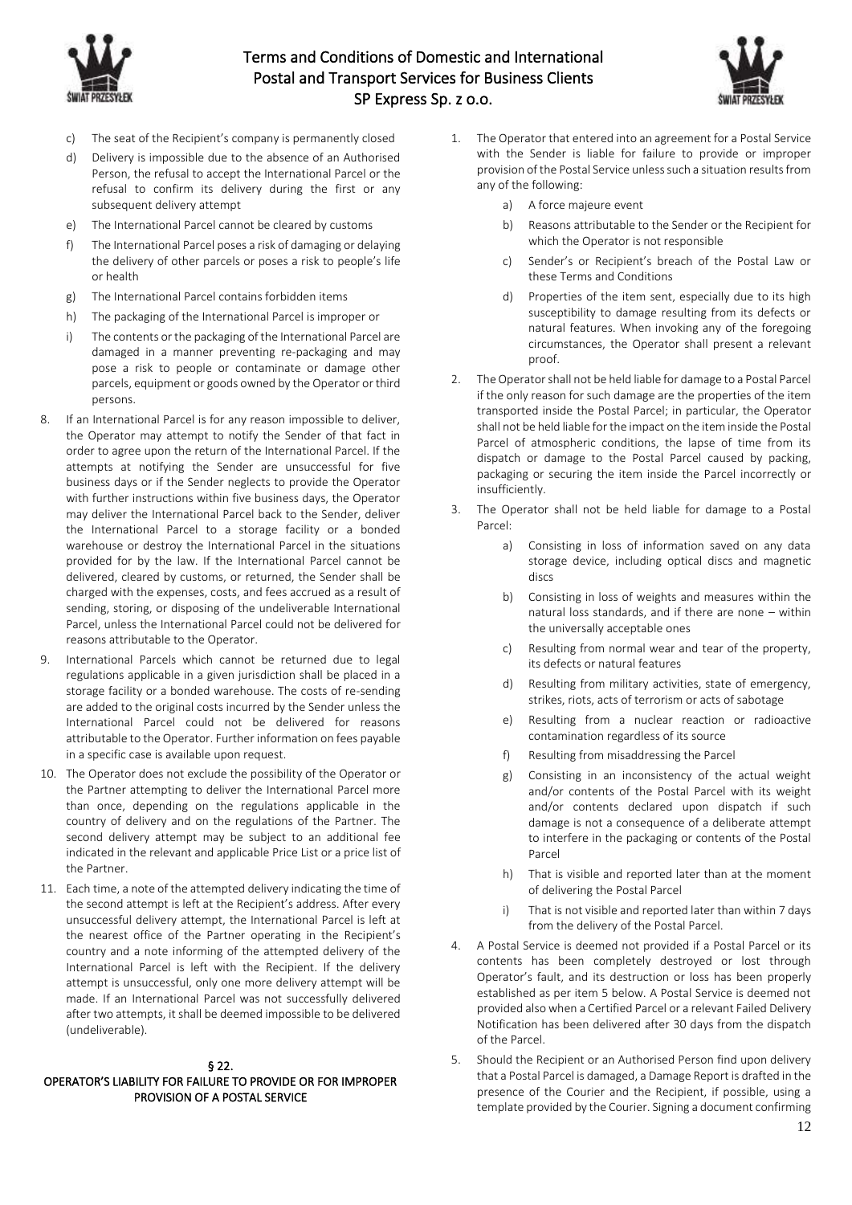c) The seat of the Recipient's company is permanently closed

d) Delivery is impossible due to the absence of an Authorised Person, the refusal to accept the International Parcel or the refusal to confirm its delivery during the first or any subsequent delivery attempt

e) The International Parcel cannot be cleared by customs

f) The International Parcel poses a risk of damaging or delaying the delivery of other parcels or poses a risk to people's life or health

g) The International Parcel contains forbidden items

h) The packaging of the International Parcel is improper or

i) The contents or the packaging of the International Parcel are damaged in a manner preventing re-packaging and may pose a risk to people or contaminate or damage other parcels, equipment or goods owned by the Operator or third persons.

8. If an International Parcel is for any reason impossible to deliver, the Operator may attempt to notify the Sender of that fact in order to agree upon the return of the International Parcel. If the attempts at notifying the Sender are unsuccessful for five business days or if the Sender neglects to provide the Operator with further instructions within five business days, the Operator may deliver the International Parcel back to the Sender, deliver the International Parcel to a storage facility or a bonded warehouse or destroy the International Parcel in the situations provided for by the law. If the International Parcel cannot be delivered, cleared by customs, or returned, the Sender shall be charged with the expenses, costs, and fees accrued as a result of sending, storing, or disposing of the undeliverable International Parcel, unless the International Parcel could not be delivered for reasons attributable to the Operator.

9. International Parcels which cannot be returned due to legal regulations applicable in a given jurisdiction shall be placed in a storage facility or a bonded warehouse. The costs of re-sending are added to the original costs incurred by the Sender unless the International Parcel could not be delivered for reasons attributable to the Operator. Further information on fees payable in a specific case is available upon request.

10. The Operator does not exclude the possibility of the Operator or the Partner attempting to deliver the International Parcel more than once, depending on the regulations applicable in the country of delivery and on the regulations of the Partner. The second delivery attempt may be subject to an additional fee indicated in the relevant and applicable Price List or a price list of the Partner.

11. Each time, a note of the attempted delivery indicating the time of the second attempt is left at the Recipient's address. After every unsuccessful delivery attempt, the International Parcel is left at the nearest office of the Partner operating in the Recipient's country and a note informing of the attempted delivery of the International Parcel is left with the Recipient. If the delivery attempt is unsuccessful, only one more delivery attempt will be made. If an International Parcel was not successfully delivered after two attempts, it shall be deemed impossible to be delivered (undeliverable).

## § 22.
## OPERATOR'S LIABILITY FOR FAILURE TO PROVIDE OR FOR IMPROPER PROVISION OF A POSTAL SERVICE

1. The Operator that entered into an agreement for a Postal Service with the Sender is liable for failure to provide or improper provision of the Postal Service unless such a situation results from any of the following:
   a) A force majeure event
   b) Reasons attributable to the Sender or the Recipient for which the Operator is not responsible
   c) Sender's or Recipient's breach of the Postal Law or these Terms and Conditions
   d) Properties of the item sent, especially due to its high susceptibility to damage resulting from its defects or natural features. When invoking any of the foregoing circumstances, the Operator shall present a relevant proof.

2. The Operator shall not be held liable for damage to a Postal Parcel if the only reason for such damage are the properties of the item transported inside the Postal Parcel; in particular, the Operator shall not be held liable for the impact on the item inside the Postal Parcel of atmospheric conditions, the lapse of time from its dispatch or damage to the Postal Parcel caused by packing, packaging or securing the item inside the Parcel incorrectly or insufficiently.

3. The Operator shall not be held liable for damage to a Postal Parcel:
   a) Consisting in loss of information saved on any data storage device, including optical discs and magnetic discs
   b) Consisting in loss of weights and measures within the natural loss standards, and if there are none – within the universally acceptable ones
   c) Resulting from normal wear and tear of the property, its defects or natural features
   d) Resulting from military activities, state of emergency, strikes, riots, acts of terrorism or acts of sabotage
   e) Resulting from a nuclear reaction or radioactive contamination regardless of its source
   f) Resulting from misaddressing the Parcel
   g) Consisting in an inconsistency of the actual weight and/or contents of the Postal Parcel with its weight and/or contents declared upon dispatch if such damage is not a consequence of a deliberate attempt to interfere in the packaging or contents of the Postal Parcel
   h) That is visible and reported later than at the moment of delivering the Postal Parcel
   i) That is not visible and reported later than within 7 days from the delivery of the Postal Parcel.

4. A Postal Service is deemed not provided if a Postal Parcel or its contents has been completely destroyed or lost through Operator's fault, and its destruction or loss has been properly established as per item 5 below. A Postal Service is deemed not provided also when a Certified Parcel or a relevant Failed Delivery Notification has been delivered after 30 days from the dispatch of the Parcel.

5. Should the Recipient or an Authorised Person find upon delivery that a Postal Parcel is damaged, a Damage Report is drafted in the presence of the Courier and the Recipient, if possible, using a template provided by the Courier. Signing a document confirming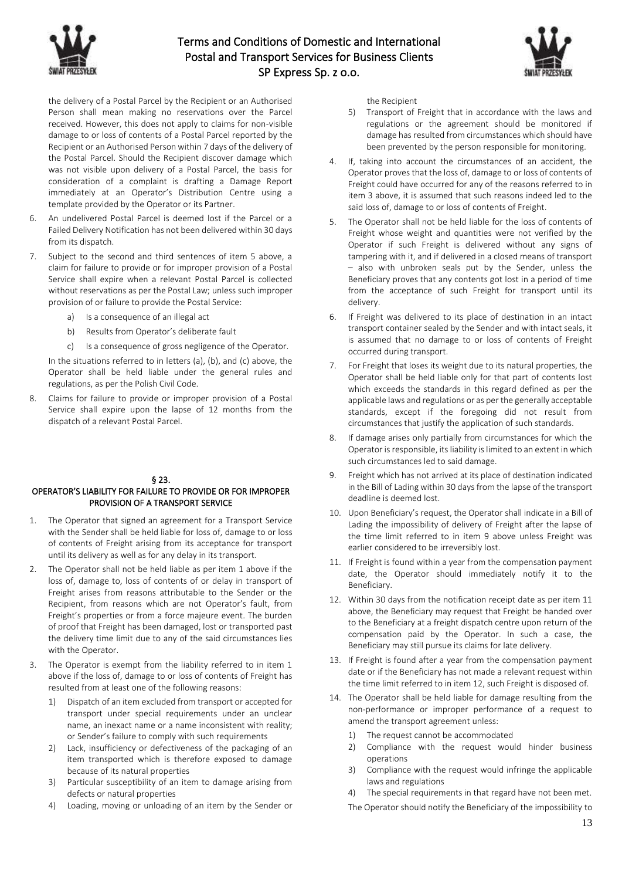the delivery of a Postal Parcel by the Recipient or an Authorised Person shall mean making no reservations over the Parcel received. However, this does not apply to claims for non-visible damage to or loss of contents of a Postal Parcel reported by the Recipient or an Authorised Person within 7 days of the delivery of the Postal Parcel. Should the Recipient discover damage which was not visible upon delivery of a Postal Parcel, the basis for consideration of a complaint is drafting a Damage Report immediately at an Operator's Distribution Centre using a template provided by the Operator or its Partner.

6. An undelivered Postal Parcel is deemed lost if the Parcel or a Failed Delivery Notification has not been delivered within 30 days from its dispatch.
7. Subject to the second and third sentences of item 5 above, a claim for failure to provide or for improper provision of a Postal Service shall expire when a relevant Postal Parcel is collected without reservations as per the Postal Law; unless such improper provision of or failure to provide the Postal Service:
   a) Is a consequence of an illegal act
   b) Results from Operator's deliberate fault
   c) Is a consequence of gross negligence of the Operator.

   In the situations referred to in letters (a), (b), and (c) above, the Operator shall be held liable under the general rules and regulations, as per the Polish Civil Code.
8. Claims for failure to provide or improper provision of a Postal Service shall expire upon the lapse of 12 months from the dispatch of a relevant Postal Parcel.

## § 23.
## OPERATOR'S LIABILITY FOR FAILURE TO PROVIDE OR FOR IMPROPER PROVISION OF A TRANSPORT SERVICE

1. The Operator that signed an agreement for a Transport Service with the Sender shall be held liable for loss of, damage to or loss of contents of Freight arising from its acceptance for transport until its delivery as well as for any delay in its transport.
2. The Operator shall not be held liable as per item 1 above if the loss of, damage to, loss of contents of or delay in transport of Freight arises from reasons attributable to the Sender or the Recipient, from reasons which are not Operator's fault, from Freight's properties or from a force majeure event. The burden of proof that Freight has been damaged, lost or transported past the delivery time limit due to any of the said circumstances lies with the Operator.
3. The Operator is exempt from the liability referred to in item 1 above if the loss of, damage to or loss of contents of Freight has resulted from at least one of the following reasons:
   1) Dispatch of an item excluded from transport or accepted for transport under special requirements under an unclear name, an inexact name or a name inconsistent with reality; or Sender's failure to comply with such requirements
   2) Lack, insufficiency or defectiveness of the packaging of an item transported which is therefore exposed to damage because of its natural properties
   3) Particular susceptibility of an item to damage arising from defects or natural properties
   4) Loading, moving or unloading of an item by the Sender or the Recipient
   5) Transport of Freight that in accordance with the laws and regulations or the agreement should be monitored if damage has resulted from circumstances which should have been prevented by the person responsible for monitoring.
4. If, taking into account the circumstances of an accident, the Operator proves that the loss of, damage to or loss of contents of Freight could have occurred for any of the reasons referred to in item 3 above, it is assumed that such reasons indeed led to the said loss of, damage to or loss of contents of Freight.
5. The Operator shall not be held liable for the loss of contents of Freight whose weight and quantities were not verified by the Operator if such Freight is delivered without any signs of tampering with it, and if delivered in a closed means of transport – also with unbroken seals put by the Sender, unless the Beneficiary proves that any contents got lost in a period of time from the acceptance of such Freight for transport until its delivery.
6. If Freight was delivered to its place of destination in an intact transport container sealed by the Sender and with intact seals, it is assumed that no damage to or loss of contents of Freight occurred during transport.
7. For Freight that loses its weight due to its natural properties, the Operator shall be held liable only for that part of contents lost which exceeds the standards in this regard defined as per the applicable laws and regulations or as per the generally acceptable standards, except if the foregoing did not result from circumstances that justify the application of such standards.
8. If damage arises only partially from circumstances for which the Operator is responsible, its liability is limited to an extent in which such circumstances led to said damage.
9. Freight which has not arrived at its place of destination indicated in the Bill of Lading within 30 days from the lapse of the transport deadline is deemed lost.
10. Upon Beneficiary's request, the Operator shall indicate in a Bill of Lading the impossibility of delivery of Freight after the lapse of the time limit referred to in item 9 above unless Freight was earlier considered to be irreversibly lost.
11. If Freight is found within a year from the compensation payment date, the Operator should immediately notify it to the Beneficiary.
12. Within 30 days from the notification receipt date as per item 11 above, the Beneficiary may request that Freight be handed over to the Beneficiary at a freight dispatch centre upon return of the compensation paid by the Operator. In such a case, the Beneficiary may still pursue its claims for late delivery.
13. If Freight is found after a year from the compensation payment date or if the Beneficiary has not made a relevant request within the time limit referred to in item 12, such Freight is disposed of.
14. The Operator shall be held liable for damage resulting from the non-performance or improper performance of a request to amend the transport agreement unless:
    1) The request cannot be accommodated
    2) Compliance with the request would hinder business operations
    3) Compliance with the request would infringe the applicable laws and regulations
    4) The special requirements in that regard have not been met.

    The Operator should notify the Beneficiary of the impossibility to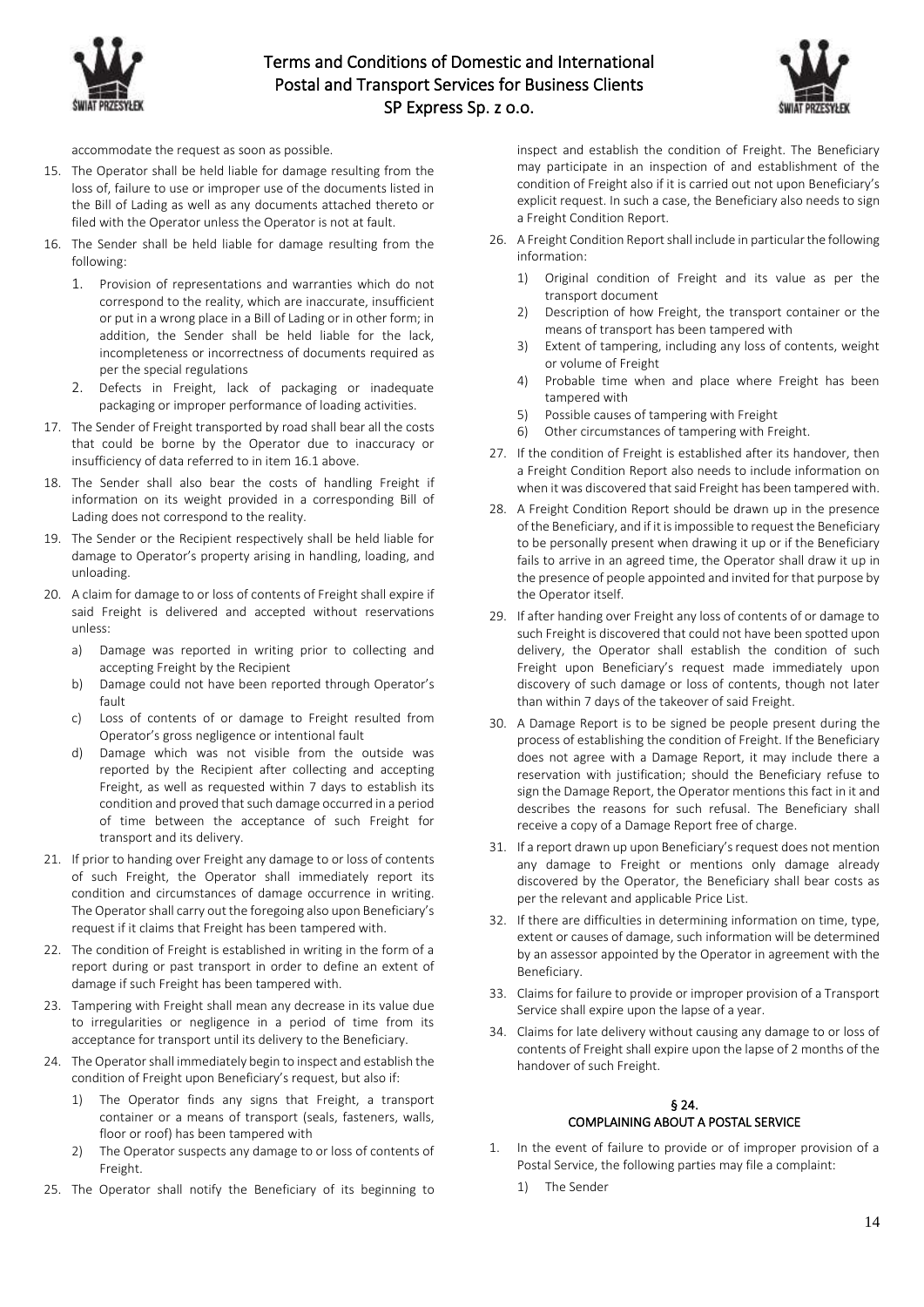accommodate the request as soon as possible.

15. The Operator shall be held liable for damage resulting from the loss of, failure to use or improper use of the documents listed in the Bill of Lading as well as any documents attached thereto or filed with the Operator unless the Operator is not at fault.
16. The Sender shall be held liable for damage resulting from the following:
    1. Provision of representations and warranties which do not correspond to the reality, which are inaccurate, insufficient or put in a wrong place in a Bill of Lading or in other form; in addition, the Sender shall be held liable for the lack, incompleteness or incorrectness of documents required as per the special regulations
    2. Defects in Freight, lack of packaging or inadequate packaging or improper performance of loading activities.
17. The Sender of Freight transported by road shall bear all the costs that could be borne by the Operator due to inaccuracy or insufficiency of data referred to in item 16.1 above.
18. The Sender shall also bear the costs of handling Freight if information on its weight provided in a corresponding Bill of Lading does not correspond to the reality.
19. The Sender or the Recipient respectively shall be held liable for damage to Operator's property arising in handling, loading, and unloading.
20. A claim for damage to or loss of contents of Freight shall expire if said Freight is delivered and accepted without reservations unless:
    a) Damage was reported in writing prior to collecting and accepting Freight by the Recipient
    b) Damage could not have been reported through Operator's fault
    c) Loss of contents of or damage to Freight resulted from Operator's gross negligence or intentional fault
    d) Damage which was not visible from the outside was reported by the Recipient after collecting and accepting Freight, as well as requested within 7 days to establish its condition and proved that such damage occurred in a period of time between the acceptance of such Freight for transport and its delivery.
21. If prior to handing over Freight any damage to or loss of contents of such Freight, the Operator shall immediately report its condition and circumstances of damage occurrence in writing. The Operator shall carry out the foregoing also upon Beneficiary's request if it claims that Freight has been tampered with.
22. The condition of Freight is established in writing in the form of a report during or past transport in order to define an extent of damage if such Freight has been tampered with.
23. Tampering with Freight shall mean any decrease in its value due to irregularities or negligence in a period of time from its acceptance for transport until its delivery to the Beneficiary.
24. The Operator shall immediately begin to inspect and establish the condition of Freight upon Beneficiary's request, but also if:
    1) The Operator finds any signs that Freight, a transport container or a means of transport (seals, fasteners, walls, floor or roof) has been tampered with
    2) The Operator suspects any damage to or loss of contents of Freight.
25. The Operator shall notify the Beneficiary of its beginning to inspect and establish the condition of Freight. The Beneficiary may participate in an inspection of and establishment of the condition of Freight also if it is carried out not upon Beneficiary's explicit request. In such a case, the Beneficiary also needs to sign a Freight Condition Report.
26. A Freight Condition Report shall include in particular the following information:
    1) Original condition of Freight and its value as per the transport document
    2) Description of how Freight, the transport container or the means of transport has been tampered with
    3) Extent of tampering, including any loss of contents, weight or volume of Freight
    4) Probable time when and place where Freight has been tampered with
    5) Possible causes of tampering with Freight
    6) Other circumstances of tampering with Freight.
27. If the condition of Freight is established after its handover, then a Freight Condition Report also needs to include information on when it was discovered that said Freight has been tampered with.
28. A Freight Condition Report should be drawn up in the presence of the Beneficiary, and if it is impossible to request the Beneficiary to be personally present when drawing it up or if the Beneficiary fails to arrive in an agreed time, the Operator shall draw it up in the presence of people appointed and invited for that purpose by the Operator itself.
29. If after handing over Freight any loss of contents of or damage to such Freight is discovered that could not have been spotted upon delivery, the Operator shall establish the condition of such Freight upon Beneficiary's request made immediately upon discovery of such damage or loss of contents, though not later than within 7 days of the takeover of said Freight.
30. A Damage Report is to be signed be people present during the process of establishing the condition of Freight. If the Beneficiary does not agree with a Damage Report, it may include there a reservation with justification; should the Beneficiary refuse to sign the Damage Report, the Operator mentions this fact in it and describes the reasons for such refusal. The Beneficiary shall receive a copy of a Damage Report free of charge.
31. If a report drawn up upon Beneficiary's request does not mention any damage to Freight or mentions only damage already discovered by the Operator, the Beneficiary shall bear costs as per the relevant and applicable Price List.
32. If there are difficulties in determining information on time, type, extent or causes of damage, such information will be determined by an assessor appointed by the Operator in agreement with the Beneficiary.
33. Claims for failure to provide or improper provision of a Transport Service shall expire upon the lapse of a year.
34. Claims for late delivery without causing any damage to or loss of contents of Freight shall expire upon the lapse of 2 months of the handover of such Freight.

## § 24.
## COMPLAINING ABOUT A POSTAL SERVICE

1. In the event of failure to provide or of improper provision of a Postal Service, the following parties may file a complaint:
    1) The Sender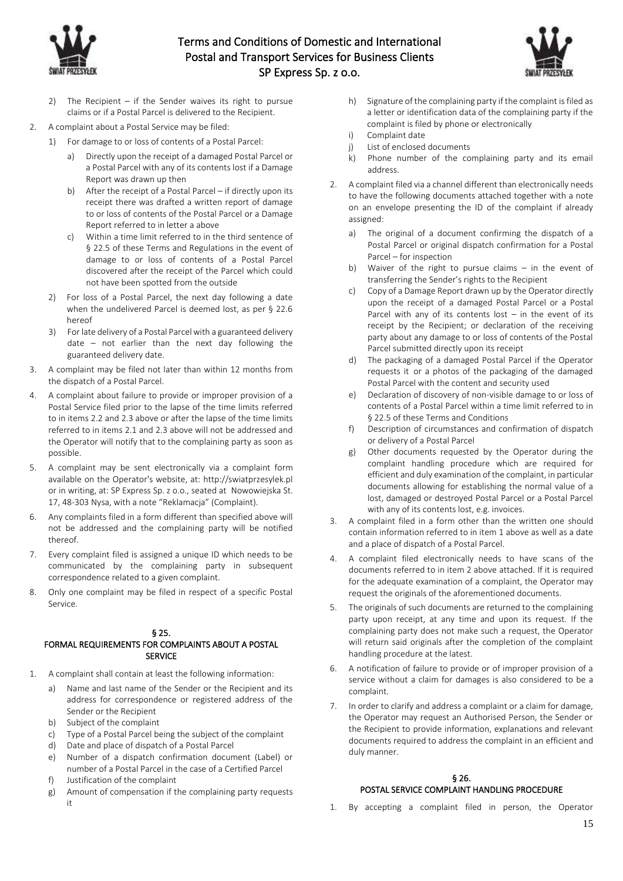2) The Recipient – if the Sender waives its right to pursue claims or if a Postal Parcel is delivered to the Recipient.

2. A complaint about a Postal Service may be filed:
   1) For damage to or loss of contents of a Postal Parcel:
      a) Directly upon the receipt of a damaged Postal Parcel or a Postal Parcel with any of its contents lost if a Damage Report was drawn up then
      b) After the receipt of a Postal Parcel – if directly upon its receipt there was drafted a written report of damage to or loss of contents of the Postal Parcel or a Damage Report referred to in letter a above
      c) Within a time limit referred to in the third sentence of § 22.5 of these Terms and Regulations in the event of damage to or loss of contents of a Postal Parcel discovered after the receipt of the Parcel which could not have been spotted from the outside
   2) For loss of a Postal Parcel, the next day following a date when the undelivered Parcel is deemed lost, as per § 22.6 hereof
   3) For late delivery of a Postal Parcel with a guaranteed delivery date – not earlier than the next day following the guaranteed delivery date.
3. A complaint may be filed not later than within 12 months from the dispatch of a Postal Parcel.
4. A complaint about failure to provide or improper provision of a Postal Service filed prior to the lapse of the time limits referred to in items 2.2 and 2.3 above or after the lapse of the time limits referred to in items 2.1 and 2.3 above will not be addressed and the Operator will notify that to the complaining party as soon as possible.
5. A complaint may be sent electronically via a complaint form available on the Operator's website, at: http://swiatprzesylek.pl or in writing, at: SP Express Sp. z o.o., seated at Nowowiejska St. 17, 48-303 Nysa, with a note "Reklamacja" (Complaint).
6. Any complaints filed in a form different than specified above will not be addressed and the complaining party will be notified thereof.
7. Every complaint filed is assigned a unique ID which needs to be communicated by the complaining party in subsequent correspondence related to a given complaint.
8. Only one complaint may be filed in respect of a specific Postal Service.

## § 25.
## FORMAL REQUIREMENTS FOR COMPLAINTS ABOUT A POSTAL SERVICE

1. A complaint shall contain at least the following information:
   a) Name and last name of the Sender or the Recipient and its address for correspondence or registered address of the Sender or the Recipient
   b) Subject of the complaint
   c) Type of a Postal Parcel being the subject of the complaint
   d) Date and place of dispatch of a Postal Parcel
   e) Number of a dispatch confirmation document (Label) or number of a Postal Parcel in the case of a Certified Parcel
   f) Justification of the complaint
   g) Amount of compensation if the complaining party requests it
   h) Signature of the complaining party if the complaint is filed as a letter or identification data of the complaining party if the complaint is filed by phone or electronically
   i) Complaint date
   j) List of enclosed documents
   k) Phone number of the complaining party and its email address.
2. A complaint filed via a channel different than electronically needs to have the following documents attached together with a note on an envelope presenting the ID of the complaint if already assigned:
   a) The original of a document confirming the dispatch of a Postal Parcel or original dispatch confirmation for a Postal Parcel – for inspection
   b) Waiver of the right to pursue claims – in the event of transferring the Sender's rights to the Recipient
   c) Copy of a Damage Report drawn up by the Operator directly upon the receipt of a damaged Postal Parcel or a Postal Parcel with any of its contents lost – in the event of its receipt by the Recipient; or declaration of the receiving party about any damage to or loss of contents of the Postal Parcel submitted directly upon its receipt
   d) The packaging of a damaged Postal Parcel if the Operator requests it or a photos of the packaging of the damaged Postal Parcel with the content and security used
   e) Declaration of discovery of non-visible damage to or loss of contents of a Postal Parcel within a time limit referred to in § 22.5 of these Terms and Conditions
   f) Description of circumstances and confirmation of dispatch or delivery of a Postal Parcel
   g) Other documents requested by the Operator during the complaint handling procedure which are required for efficient and duly examination of the complaint, in particular documents allowing for establishing the normal value of a lost, damaged or destroyed Postal Parcel or a Postal Parcel with any of its contents lost, e.g. invoices.
3. A complaint filed in a form other than the written one should contain information referred to in item 1 above as well as a date and a place of dispatch of a Postal Parcel.
4. A complaint filed electronically needs to have scans of the documents referred to in item 2 above attached. If it is required for the adequate examination of a complaint, the Operator may request the originals of the aforementioned documents.
5. The originals of such documents are returned to the complaining party upon receipt, at any time and upon its request. If the complaining party does not make such a request, the Operator will return said originals after the completion of the complaint handling procedure at the latest.
6. A notification of failure to provide or of improper provision of a service without a claim for damages is also considered to be a complaint.
7. In order to clarify and address a complaint or a claim for damage, the Operator may request an Authorised Person, the Sender or the Recipient to provide information, explanations and relevant documents required to address the complaint in an efficient and duly manner.

## § 26.
## POSTAL SERVICE COMPLAINT HANDLING PROCEDURE

1. By accepting a complaint filed in person, the Operator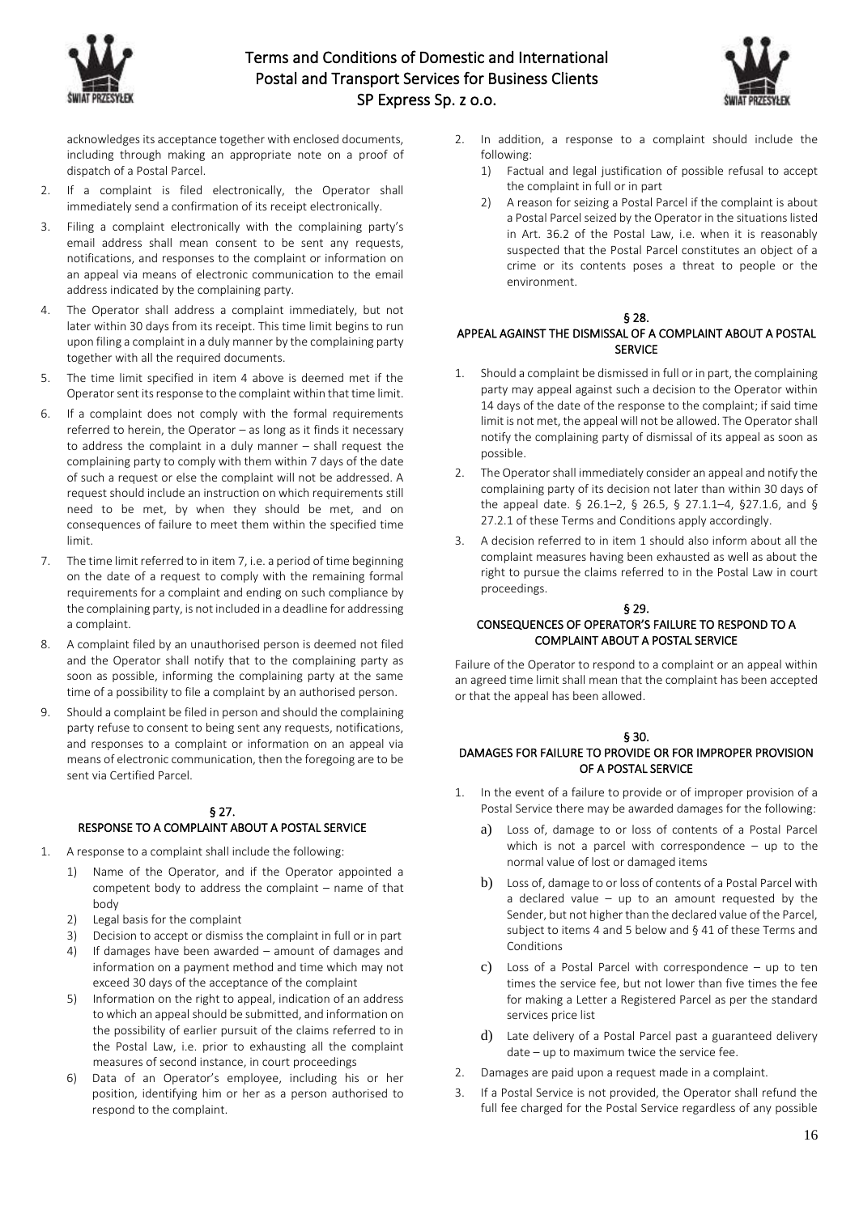acknowledges its acceptance together with enclosed documents, including through making an appropriate note on a proof of dispatch of a Postal Parcel.

2. If a complaint is filed electronically, the Operator shall immediately send a confirmation of its receipt electronically.
3. Filing a complaint electronically with the complaining party's email address shall mean consent to be sent any requests, notifications, and responses to the complaint or information on an appeal via means of electronic communication to the email address indicated by the complaining party.
4. The Operator shall address a complaint immediately, but not later within 30 days from its receipt. This time limit begins to run upon filing a complaint in a duly manner by the complaining party together with all the required documents.
5. The time limit specified in item 4 above is deemed met if the Operator sent its response to the complaint within that time limit.
6. If a complaint does not comply with the formal requirements referred to herein, the Operator – as long as it finds it necessary to address the complaint in a duly manner – shall request the complaining party to comply with them within 7 days of the date of such a request or else the complaint will not be addressed. A request should include an instruction on which requirements still need to be met, by when they should be met, and on consequences of failure to meet them within the specified time limit.
7. The time limit referred to in item 7, i.e. a period of time beginning on the date of a request to comply with the remaining formal requirements for a complaint and ending on such compliance by the complaining party, is not included in a deadline for addressing a complaint.
8. A complaint filed by an unauthorised person is deemed not filed and the Operator shall notify that to the complaining party as soon as possible, informing the complaining party at the same time of a possibility to file a complaint by an authorised person.
9. Should a complaint be filed in person and should the complaining party refuse to consent to being sent any requests, notifications, and responses to a complaint or information on an appeal via means of electronic communication, then the foregoing are to be sent via Certified Parcel.

## § 27.
## RESPONSE TO A COMPLAINT ABOUT A POSTAL SERVICE

1. A response to a complaint shall include the following:
   1) Name of the Operator, and if the Operator appointed a competent body to address the complaint – name of that body
   2) Legal basis for the complaint
   3) Decision to accept or dismiss the complaint in full or in part
   4) If damages have been awarded – amount of damages and information on a payment method and time which may not exceed 30 days of the acceptance of the complaint
   5) Information on the right to appeal, indication of an address to which an appeal should be submitted, and information on the possibility of earlier pursuit of the claims referred to in the Postal Law, i.e. prior to exhausting all the complaint measures of second instance, in court proceedings
   6) Data of an Operator's employee, including his or her position, identifying him or her as a person authorised to respond to the complaint.
2. In addition, a response to a complaint should include the following:
   1) Factual and legal justification of possible refusal to accept the complaint in full or in part
   2) A reason for seizing a Postal Parcel if the complaint is about a Postal Parcel seized by the Operator in the situations listed in Art. 36.2 of the Postal Law, i.e. when it is reasonably suspected that the Postal Parcel constitutes an object of a crime or its contents poses a threat to people or the environment.

## § 28.
## APPEAL AGAINST THE DISMISSAL OF A COMPLAINT ABOUT A POSTAL SERVICE

1. Should a complaint be dismissed in full or in part, the complaining party may appeal against such a decision to the Operator within 14 days of the date of the response to the complaint; if said time limit is not met, the appeal will not be allowed. The Operator shall notify the complaining party of dismissal of its appeal as soon as possible.
2. The Operator shall immediately consider an appeal and notify the complaining party of its decision not later than within 30 days of the appeal date. § 26.1–2, § 26.5, § 27.1.1–4, §27.1.6, and § 27.2.1 of these Terms and Conditions apply accordingly.
3. A decision referred to in item 1 should also inform about all the complaint measures having been exhausted as well as about the right to pursue the claims referred to in the Postal Law in court proceedings.

## § 29.
## CONSEQUENCES OF OPERATOR'S FAILURE TO RESPOND TO A COMPLAINT ABOUT A POSTAL SERVICE

Failure of the Operator to respond to a complaint or an appeal within an agreed time limit shall mean that the complaint has been accepted or that the appeal has been allowed.

## § 30.
## DAMAGES FOR FAILURE TO PROVIDE OR FOR IMPROPER PROVISION OF A POSTAL SERVICE

1. In the event of a failure to provide or of improper provision of a Postal Service there may be awarded damages for the following:
   a) Loss of, damage to or loss of contents of a Postal Parcel which is not a parcel with correspondence – up to the normal value of lost or damaged items
   b) Loss of, damage to or loss of contents of a Postal Parcel with a declared value – up to an amount requested by the Sender, but not higher than the declared value of the Parcel, subject to items 4 and 5 below and § 41 of these Terms and Conditions
   c) Loss of a Postal Parcel with correspondence – up to ten times the service fee, but not lower than five times the fee for making a Letter a Registered Parcel as per the standard services price list
   d) Late delivery of a Postal Parcel past a guaranteed delivery date – up to maximum twice the service fee.
2. Damages are paid upon a request made in a complaint.
3. If a Postal Service is not provided, the Operator shall refund the full fee charged for the Postal Service regardless of any possible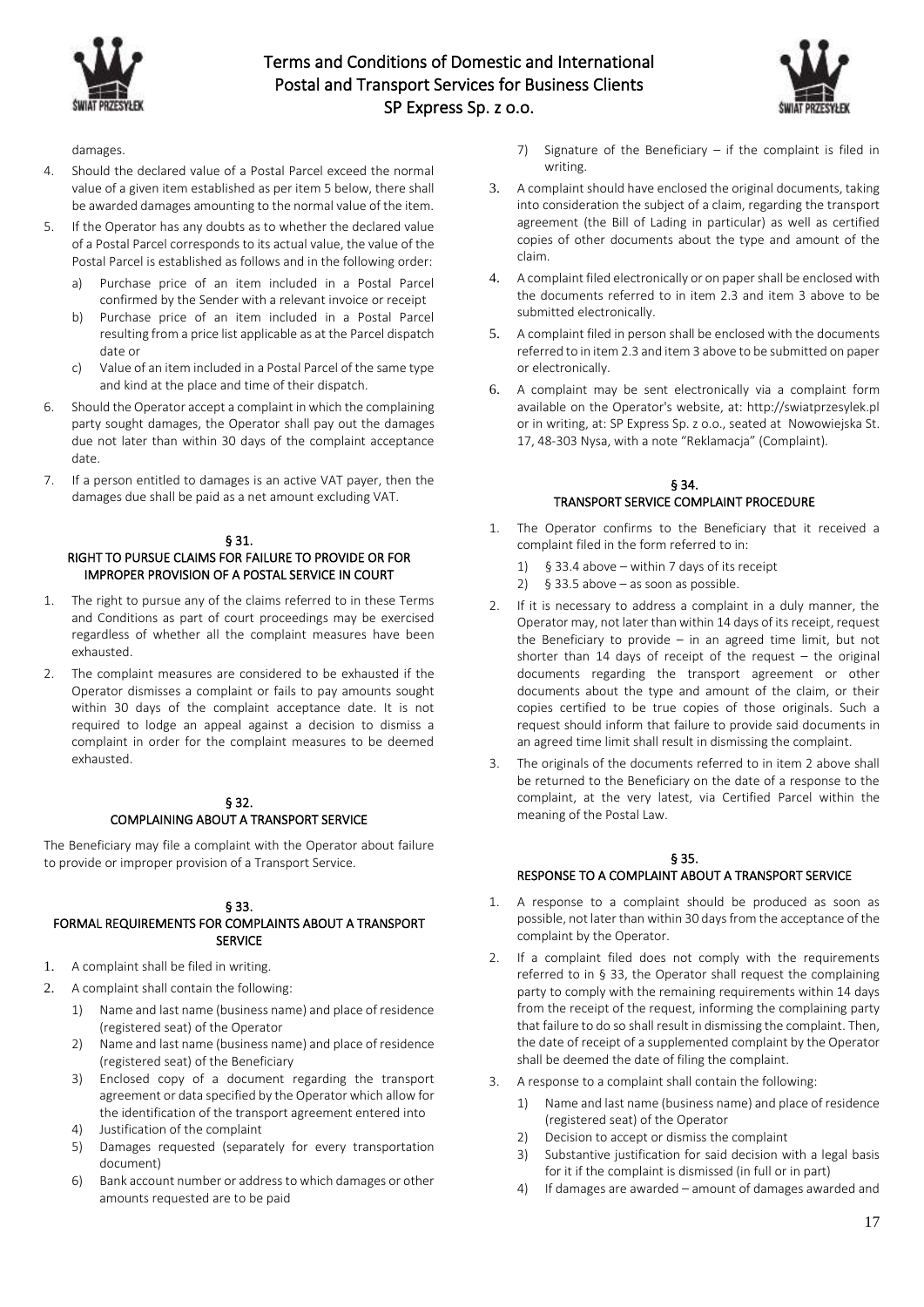damages.

4. Should the declared value of a Postal Parcel exceed the normal value of a given item established as per item 5 below, there shall be awarded damages amounting to the normal value of the item.
5. If the Operator has any doubts as to whether the declared value of a Postal Parcel corresponds to its actual value, the value of the Postal Parcel is established as follows and in the following order:
   a) Purchase price of an item included in a Postal Parcel confirmed by the Sender with a relevant invoice or receipt
   b) Purchase price of an item included in a Postal Parcel resulting from a price list applicable as at the Parcel dispatch date or
   c) Value of an item included in a Postal Parcel of the same type and kind at the place and time of their dispatch.
6. Should the Operator accept a complaint in which the complaining party sought damages, the Operator shall pay out the damages due not later than within 30 days of the complaint acceptance date.
7. If a person entitled to damages is an active VAT payer, then the damages due shall be paid as a net amount excluding VAT.

## § 31.
## RIGHT TO PURSUE CLAIMS FOR FAILURE TO PROVIDE OR FOR IMPROPER PROVISION OF A POSTAL SERVICE IN COURT

1. The right to pursue any of the claims referred to in these Terms and Conditions as part of court proceedings may be exercised regardless of whether all the complaint measures have been exhausted.
2. The complaint measures are considered to be exhausted if the Operator dismisses a complaint or fails to pay amounts sought within 30 days of the complaint acceptance date. It is not required to lodge an appeal against a decision to dismiss a complaint in order for the complaint measures to be deemed exhausted.

## § 32.
## COMPLAINING ABOUT A TRANSPORT SERVICE

The Beneficiary may file a complaint with the Operator about failure to provide or improper provision of a Transport Service.

## § 33.
## FORMAL REQUIREMENTS FOR COMPLAINTS ABOUT A TRANSPORT SERVICE

1. A complaint shall be filed in writing.
2. A complaint shall contain the following:
   1) Name and last name (business name) and place of residence (registered seat) of the Operator
   2) Name and last name (business name) and place of residence (registered seat) of the Beneficiary
   3) Enclosed copy of a document regarding the transport agreement or data specified by the Operator which allow for the identification of the transport agreement entered into
   4) Justification of the complaint
   5) Damages requested (separately for every transportation document)
   6) Bank account number or address to which damages or other amounts requested are to be paid
   7) Signature of the Beneficiary – if the complaint is filed in writing.
3. A complaint should have enclosed the original documents, taking into consideration the subject of a claim, regarding the transport agreement (the Bill of Lading in particular) as well as certified copies of other documents about the type and amount of the claim.
4. A complaint filed electronically or on paper shall be enclosed with the documents referred to in item 2.3 and item 3 above to be submitted electronically.
5. A complaint filed in person shall be enclosed with the documents referred to in item 2.3 and item 3 above to be submitted on paper or electronically.
6. A complaint may be sent electronically via a complaint form available on the Operator's website, at: http://swiatprzesylek.pl or in writing, at: SP Express Sp. z o.o., seated at Nowowiejska St. 17, 48-303 Nysa, with a note "Reklamacja" (Complaint).

## § 34.
## TRANSPORT SERVICE COMPLAINT PROCEDURE

1. The Operator confirms to the Beneficiary that it received a complaint filed in the form referred to in:
   1) § 33.4 above – within 7 days of its receipt
   2) § 33.5 above – as soon as possible.
2. If it is necessary to address a complaint in a duly manner, the Operator may, not later than within 14 days of its receipt, request the Beneficiary to provide – in an agreed time limit, but not shorter than 14 days of receipt of the request – the original documents regarding the transport agreement or other documents about the type and amount of the claim, or their copies certified to be true copies of those originals. Such a request should inform that failure to provide said documents in an agreed time limit shall result in dismissing the complaint.
3. The originals of the documents referred to in item 2 above shall be returned to the Beneficiary on the date of a response to the complaint, at the very latest, via Certified Parcel within the meaning of the Postal Law.

## § 35.
## RESPONSE TO A COMPLAINT ABOUT A TRANSPORT SERVICE

1. A response to a complaint should be produced as soon as possible, not later than within 30 days from the acceptance of the complaint by the Operator.
2. If a complaint filed does not comply with the requirements referred to in § 33, the Operator shall request the complaining party to comply with the remaining requirements within 14 days from the receipt of the request, informing the complaining party that failure to do so shall result in dismissing the complaint. Then, the date of receipt of a supplemented complaint by the Operator shall be deemed the date of filing the complaint.
3. A response to a complaint shall contain the following:
   1) Name and last name (business name) and place of residence (registered seat) of the Operator
   2) Decision to accept or dismiss the complaint
   3) Substantive justification for said decision with a legal basis for it if the complaint is dismissed (in full or in part)
   4) If damages are awarded – amount of damages awarded and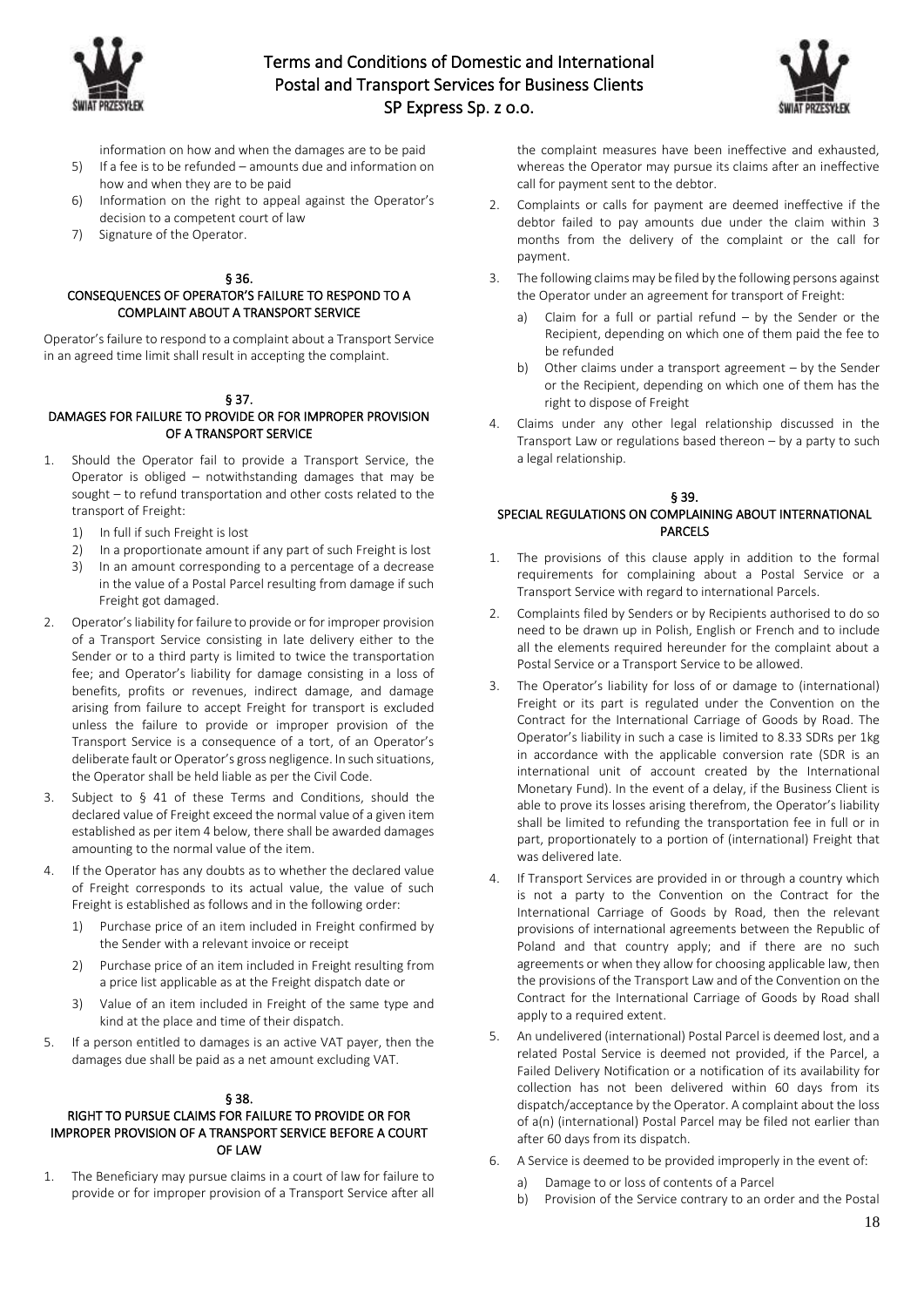information on how and when the damages are to be paid

5) If a fee is to be refunded – amounts due and information on how and when they are to be paid
6) Information on the right to appeal against the Operator's decision to a competent court of law
7) Signature of the Operator.

## § 36.
## CONSEQUENCES OF OPERATOR'S FAILURE TO RESPOND TO A COMPLAINT ABOUT A TRANSPORT SERVICE

Operator's failure to respond to a complaint about a Transport Service in an agreed time limit shall result in accepting the complaint.

## § 37.
## DAMAGES FOR FAILURE TO PROVIDE OR FOR IMPROPER PROVISION OF A TRANSPORT SERVICE

1. Should the Operator fail to provide a Transport Service, the Operator is obliged – notwithstanding damages that may be sought – to refund transportation and other costs related to the transport of Freight:
   1) In full if such Freight is lost
   2) In a proportionate amount if any part of such Freight is lost
   3) In an amount corresponding to a percentage of a decrease in the value of a Postal Parcel resulting from damage if such Freight got damaged.
2. Operator's liability for failure to provide or for improper provision of a Transport Service consisting in late delivery either to the Sender or to a third party is limited to twice the transportation fee; and Operator's liability for damage consisting in a loss of benefits, profits or revenues, indirect damage, and damage arising from failure to accept Freight for transport is excluded unless the failure to provide or improper provision of the Transport Service is a consequence of a tort, of an Operator's deliberate fault or Operator's gross negligence. In such situations, the Operator shall be held liable as per the Civil Code.
3. Subject to § 41 of these Terms and Conditions, should the declared value of Freight exceed the normal value of a given item established as per item 4 below, there shall be awarded damages amounting to the normal value of the item.
4. If the Operator has any doubts as to whether the declared value of Freight corresponds to its actual value, the value of such Freight is established as follows and in the following order:
   1) Purchase price of an item included in Freight confirmed by the Sender with a relevant invoice or receipt
   2) Purchase price of an item included in Freight resulting from a price list applicable as at the Freight dispatch date or
   3) Value of an item included in Freight of the same type and kind at the place and time of their dispatch.
5. If a person entitled to damages is an active VAT payer, then the damages due shall be paid as a net amount excluding VAT.

## § 38.
## RIGHT TO PURSUE CLAIMS FOR FAILURE TO PROVIDE OR FOR IMPROPER PROVISION OF A TRANSPORT SERVICE BEFORE A COURT OF LAW

1. The Beneficiary may pursue claims in a court of law for failure to provide or for improper provision of a Transport Service after all the complaint measures have been ineffective and exhausted, whereas the Operator may pursue its claims after an ineffective call for payment sent to the debtor.
2. Complaints or calls for payment are deemed ineffective if the debtor failed to pay amounts due under the claim within 3 months from the delivery of the complaint or the call for payment.
3. The following claims may be filed by the following persons against the Operator under an agreement for transport of Freight:
   a) Claim for a full or partial refund – by the Sender or the Recipient, depending on which one of them paid the fee to be refunded
   b) Other claims under a transport agreement – by the Sender or the Recipient, depending on which one of them has the right to dispose of Freight
4. Claims under any other legal relationship discussed in the Transport Law or regulations based thereon – by a party to such a legal relationship.

## § 39.
## SPECIAL REGULATIONS ON COMPLAINING ABOUT INTERNATIONAL PARCELS

1. The provisions of this clause apply in addition to the formal requirements for complaining about a Postal Service or a Transport Service with regard to international Parcels.
2. Complaints filed by Senders or by Recipients authorised to do so need to be drawn up in Polish, English or French and to include all the elements required hereunder for the complaint about a Postal Service or a Transport Service to be allowed.
3. The Operator's liability for loss of or damage to (international) Freight or its part is regulated under the Convention on the Contract for the International Carriage of Goods by Road. The Operator's liability in such a case is limited to 8.33 SDRs per 1kg in accordance with the applicable conversion rate (SDR is an international unit of account created by the International Monetary Fund). In the event of a delay, if the Business Client is able to prove its losses arising therefrom, the Operator's liability shall be limited to refunding the transportation fee in full or in part, proportionately to a portion of (international) Freight that was delivered late.
4. If Transport Services are provided in or through a country which is not a party to the Convention on the Contract for the International Carriage of Goods by Road, then the relevant provisions of international agreements between the Republic of Poland and that country apply; and if there are no such agreements or when they allow for choosing applicable law, then the provisions of the Transport Law and of the Convention on the Contract for the International Carriage of Goods by Road shall apply to a required extent.
5. An undelivered (international) Postal Parcel is deemed lost, and a related Postal Service is deemed not provided, if the Parcel, a Failed Delivery Notification or a notification of its availability for collection has not been delivered within 60 days from its dispatch/acceptance by the Operator. A complaint about the loss of a(n) (international) Postal Parcel may be filed not earlier than after 60 days from its dispatch.
6. A Service is deemed to be provided improperly in the event of:
   a) Damage to or loss of contents of a Parcel
   b) Provision of the Service contrary to an order and the Postal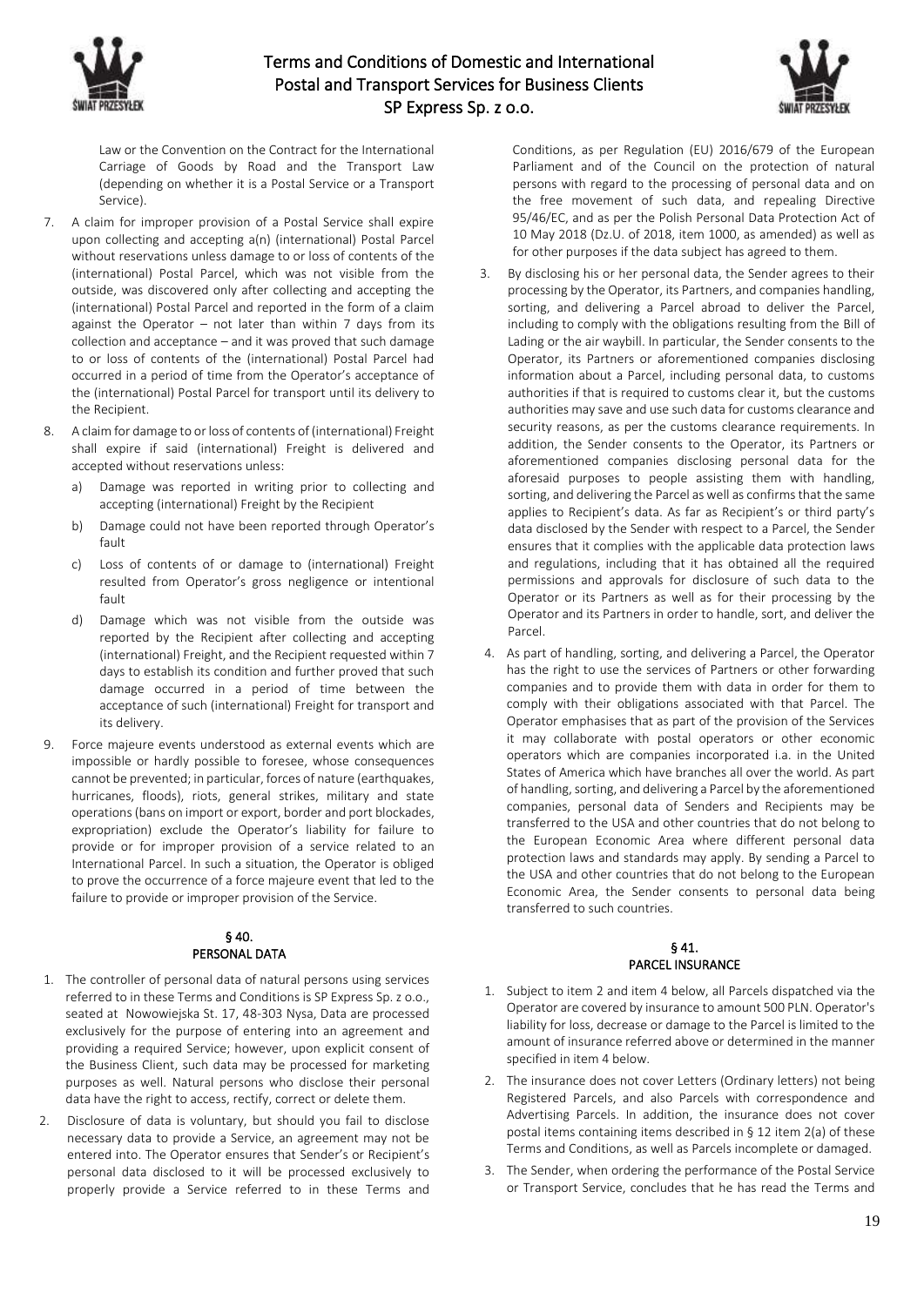Law or the Convention on the Contract for the International Carriage of Goods by Road and the Transport Law (depending on whether it is a Postal Service or a Transport Service).

7. A claim for improper provision of a Postal Service shall expire upon collecting and accepting a(n) (international) Postal Parcel without reservations unless damage to or loss of contents of the (international) Postal Parcel, which was not visible from the outside, was discovered only after collecting and accepting the (international) Postal Parcel and reported in the form of a claim against the Operator – not later than within 7 days from its collection and acceptance – and it was proved that such damage to or loss of contents of the (international) Postal Parcel had occurred in a period of time from the Operator's acceptance of the (international) Postal Parcel for transport until its delivery to the Recipient.
8. A claim for damage to or loss of contents of (international) Freight shall expire if said (international) Freight is delivered and accepted without reservations unless:
   a) Damage was reported in writing prior to collecting and accepting (international) Freight by the Recipient
   b) Damage could not have been reported through Operator's fault
   c) Loss of contents of or damage to (international) Freight resulted from Operator's gross negligence or intentional fault
   d) Damage which was not visible from the outside was reported by the Recipient after collecting and accepting (international) Freight, and the Recipient requested within 7 days to establish its condition and further proved that such damage occurred in a period of time between the acceptance of such (international) Freight for transport and its delivery.
9. Force majeure events understood as external events which are impossible or hardly possible to foresee, whose consequences cannot be prevented; in particular, forces of nature (earthquakes, hurricanes, floods), riots, general strikes, military and state operations (bans on import or export, border and port blockades, expropriation) exclude the Operator's liability for failure to provide or for improper provision of a service related to an International Parcel. In such a situation, the Operator is obliged to prove the occurrence of a force majeure event that led to the failure to provide or improper provision of the Service.

## § 40.
## PERSONAL DATA

1. The controller of personal data of natural persons using services referred to in these Terms and Conditions is SP Express Sp. z o.o., seated at Nowowiejska St. 17, 48-303 Nysa, Data are processed exclusively for the purpose of entering into an agreement and providing a required Service; however, upon explicit consent of the Business Client, such data may be processed for marketing purposes as well. Natural persons who disclose their personal data have the right to access, rectify, correct or delete them.
2. Disclosure of data is voluntary, but should you fail to disclose necessary data to provide a Service, an agreement may not be entered into. The Operator ensures that Sender's or Recipient's personal data disclosed to it will be processed exclusively to properly provide a Service referred to in these Terms and Conditions, as per Regulation (EU) 2016/679 of the European Parliament and of the Council on the protection of natural persons with regard to the processing of personal data and on the free movement of such data, and repealing Directive 95/46/EC, and as per the Polish Personal Data Protection Act of 10 May 2018 (Dz.U. of 2018, item 1000, as amended) as well as for other purposes if the data subject has agreed to them.
3. By disclosing his or her personal data, the Sender agrees to their processing by the Operator, its Partners, and companies handling, sorting, and delivering a Parcel abroad to deliver the Parcel, including to comply with the obligations resulting from the Bill of Lading or the air waybill. In particular, the Sender consents to the Operator, its Partners or aforementioned companies disclosing information about a Parcel, including personal data, to customs authorities if that is required to customs clear it, but the customs authorities may save and use such data for customs clearance and security reasons, as per the customs clearance requirements. In addition, the Sender consents to the Operator, its Partners or aforementioned companies disclosing personal data for the aforesaid purposes to people assisting them with handling, sorting, and delivering the Parcel as well as confirms that the same applies to Recipient's data. As far as Recipient's or third party's data disclosed by the Sender with respect to a Parcel, the Sender ensures that it complies with the applicable data protection laws and regulations, including that it has obtained all the required permissions and approvals for disclosure of such data to the Operator or its Partners as well as for their processing by the Operator and its Partners in order to handle, sort, and deliver the Parcel.
4. As part of handling, sorting, and delivering a Parcel, the Operator has the right to use the services of Partners or other forwarding companies and to provide them with data in order for them to comply with their obligations associated with that Parcel. The Operator emphasises that as part of the provision of the Services it may collaborate with postal operators or other economic operators which are companies incorporated i.a. in the United States of America which have branches all over the world. As part of handling, sorting, and delivering a Parcel by the aforementioned companies, personal data of Senders and Recipients may be transferred to the USA and other countries that do not belong to the European Economic Area where different personal data protection laws and standards may apply. By sending a Parcel to the USA and other countries that do not belong to the European Economic Area, the Sender consents to personal data being transferred to such countries.

## § 41.
## PARCEL INSURANCE

1. Subject to item 2 and item 4 below, all Parcels dispatched via the Operator are covered by insurance to amount 500 PLN. Operator's liability for loss, decrease or damage to the Parcel is limited to the amount of insurance referred above or determined in the manner specified in item 4 below.
2. The insurance does not cover Letters (Ordinary letters) not being Registered Parcels, and also Parcels with correspondence and Advertising Parcels. In addition, the insurance does not cover postal items containing items described in § 12 item 2(a) of these Terms and Conditions, as well as Parcels incomplete or damaged.
3. The Sender, when ordering the performance of the Postal Service or Transport Service, concludes that he has read the Terms and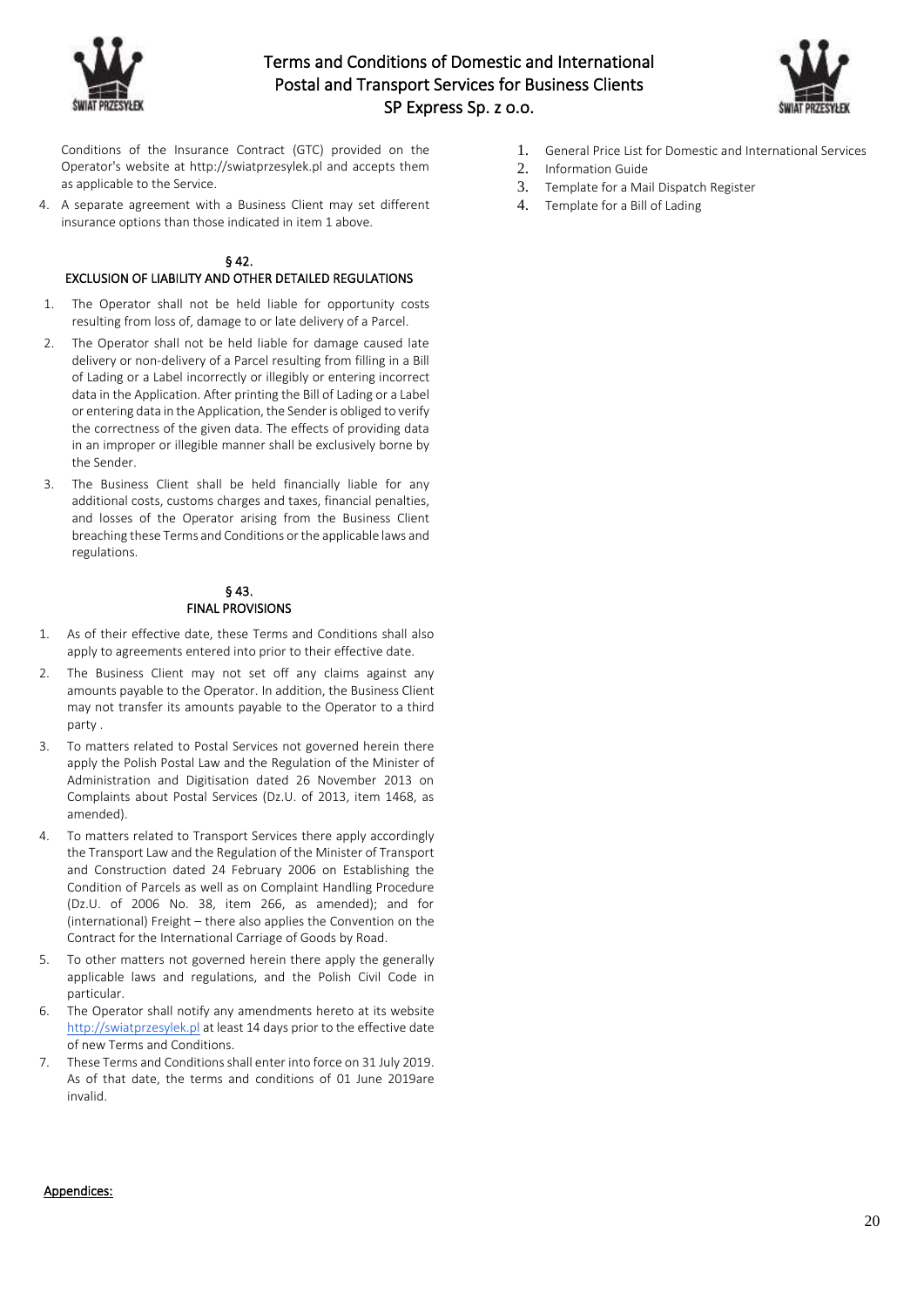Conditions of the Insurance Contract (GTC) provided on the Operator's website at http://swiatprzesylek.pl and accepts them as applicable to the Service.

4. A separate agreement with a Business Client may set different insurance options than those indicated in item 1 above.

## § 42.
## EXCLUSION OF LIABILITY AND OTHER DETAILED REGULATIONS

1. The Operator shall not be held liable for opportunity costs resulting from loss of, damage to or late delivery of a Parcel.
2. The Operator shall not be held liable for damage caused late delivery or non-delivery of a Parcel resulting from filling in a Bill of Lading or a Label incorrectly or illegibly or entering incorrect data in the Application. After printing the Bill of Lading or a Label or entering data in the Application, the Sender is obliged to verify the correctness of the given data. The effects of providing data in an improper or illegible manner shall be exclusively borne by the Sender.
3. The Business Client shall be held financially liable for any additional costs, customs charges and taxes, financial penalties, and losses of the Operator arising from the Business Client breaching these Terms and Conditions or the applicable laws and regulations.

## § 43.
## FINAL PROVISIONS

1. As of their effective date, these Terms and Conditions shall also apply to agreements entered into prior to their effective date.
2. The Business Client may not set off any claims against any amounts payable to the Operator. In addition, the Business Client may not transfer its amounts payable to the Operator to a third party .
3. To matters related to Postal Services not governed herein there apply the Polish Postal Law and the Regulation of the Minister of Administration and Digitisation dated 26 November 2013 on Complaints about Postal Services (Dz.U. of 2013, item 1468, as amended).
4. To matters related to Transport Services there apply accordingly the Transport Law and the Regulation of the Minister of Transport and Construction dated 24 February 2006 on Establishing the Condition of Parcels as well as on Complaint Handling Procedure (Dz.U. of 2006 No. 38, item 266, as amended); and for (international) Freight – there also applies the Convention on the Contract for the International Carriage of Goods by Road.
5. To other matters not governed herein there apply the generally applicable laws and regulations, and the Polish Civil Code in particular.
6. The Operator shall notify any amendments hereto at its website http://swiatprzesylek.pl at least 14 days prior to the effective date of new Terms and Conditions.
7. These Terms and Conditions shall enter into force on 31 July 2019. As of that date, the terms and conditions of 01 June 2019are invalid.

**Appendices:**

1. General Price List for Domestic and International Services
2. Information Guide
3. Template for a Mail Dispatch Register
4. Template for a Bill of Lading